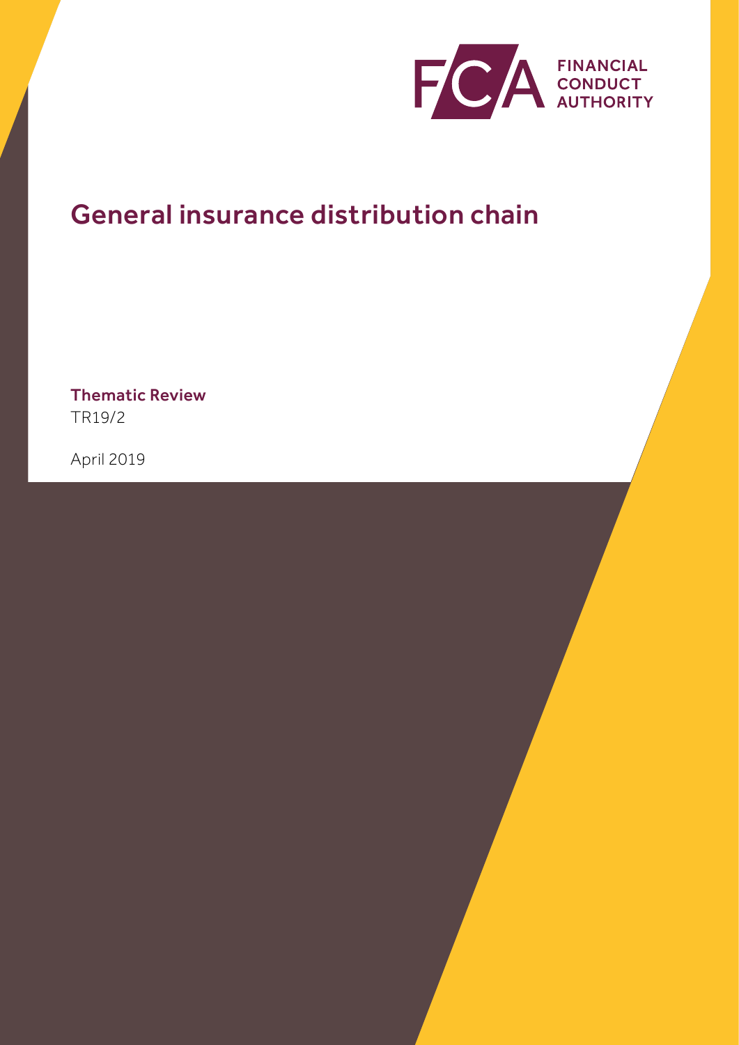FINANCIAL CONDUCT AUTHORITY

# General insurance distribution chain

**Thematic Review**

TR19/2

April 2019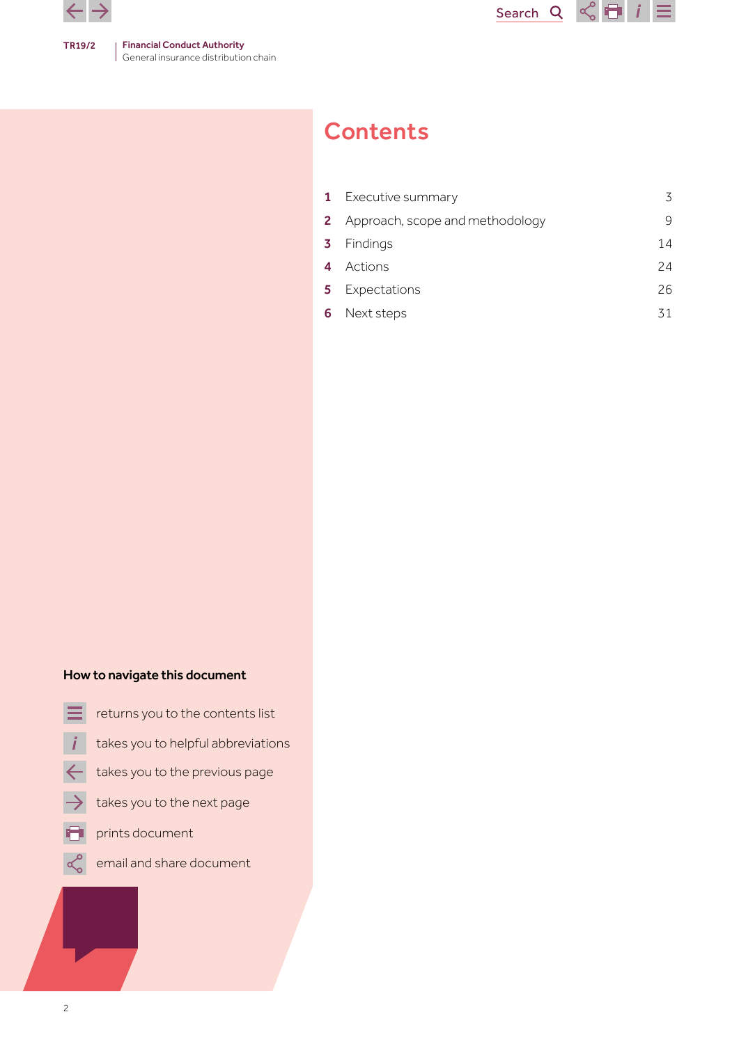# Contents

| | | |
|---|---|---|
| 1 | Executive summary | 3 |
| 2 | Approach, scope and methodology | 9 |
| 3 | Findings | 14 |
| 4 | Actions | 24 |
| 5 | Expectations | 26 |
| 6 | Next steps | 31 |

**How to navigate this document**

- returns you to the contents list
- takes you to helpful abbreviations
- takes you to the previous page
- takes you to the next page
- prints document
- email and share document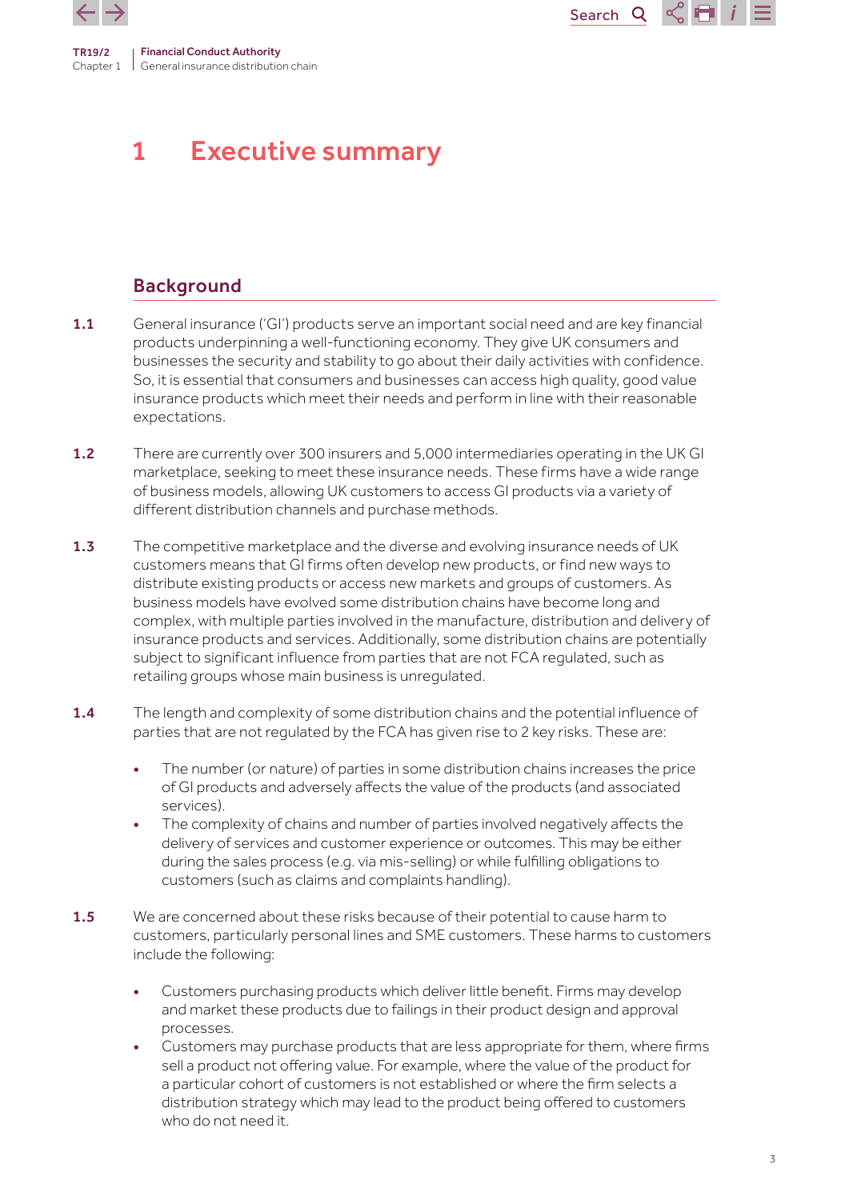# 1 Executive summary

## Background

1.1 General insurance ('GI') products serve an important social need and are key financial products underpinning a well-functioning economy. They give UK consumers and businesses the security and stability to go about their daily activities with confidence. So, it is essential that consumers and businesses can access high quality, good value insurance products which meet their needs and perform in line with their reasonable expectations.

1.2 There are currently over 300 insurers and 5,000 intermediaries operating in the UK GI marketplace, seeking to meet these insurance needs. These firms have a wide range of business models, allowing UK customers to access GI products via a variety of different distribution channels and purchase methods.

1.3 The competitive marketplace and the diverse and evolving insurance needs of UK customers means that GI firms often develop new products, or find new ways to distribute existing products or access new markets and groups of customers. As business models have evolved some distribution chains have become long and complex, with multiple parties involved in the manufacture, distribution and delivery of insurance products and services. Additionally, some distribution chains are potentially subject to significant influence from parties that are not FCA regulated, such as retailing groups whose main business is unregulated.

1.4 The length and complexity of some distribution chains and the potential influence of parties that are not regulated by the FCA has given rise to 2 key risks. These are:

- The number (or nature) of parties in some distribution chains increases the price of GI products and adversely affects the value of the products (and associated services).
- The complexity of chains and number of parties involved negatively affects the delivery of services and customer experience or outcomes. This may be either during the sales process (e.g. via mis-selling) or while fulfilling obligations to customers (such as claims and complaints handling).

1.5 We are concerned about these risks because of their potential to cause harm to customers, particularly personal lines and SME customers. These harms to customers include the following:

- Customers purchasing products which deliver little benefit. Firms may develop and market these products due to failings in their product design and approval processes.
- Customers may purchase products that are less appropriate for them, where firms sell a product not offering value. For example, where the value of the product for a particular cohort of customers is not established or where the firm selects a distribution strategy which may lead to the product being offered to customers who do not need it.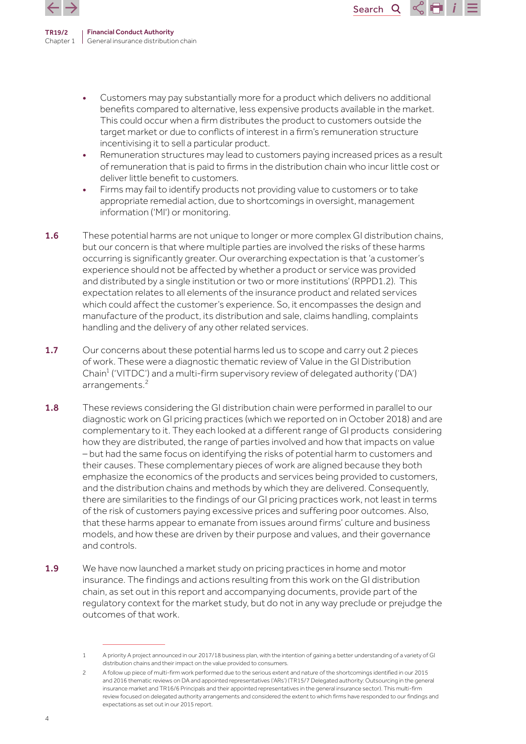- Customers may pay substantially more for a product which delivers no additional benefits compared to alternative, less expensive products available in the market. This could occur when a firm distributes the product to customers outside the target market or due to conflicts of interest in a firm's remuneration structure incentivising it to sell a particular product.
- Remuneration structures may lead to customers paying increased prices as a result of remuneration that is paid to firms in the distribution chain who incur little cost or deliver little benefit to customers.
- Firms may fail to identify products not providing value to customers or to take appropriate remedial action, due to shortcomings in oversight, management information ('MI') or monitoring.

**1.6** These potential harms are not unique to longer or more complex GI distribution chains, but our concern is that where multiple parties are involved the risks of these harms occurring is significantly greater. Our overarching expectation is that 'a customer's experience should not be affected by whether a product or service was provided and distributed by a single institution or two or more institutions' (RPPD1.2). This expectation relates to all elements of the insurance product and related services which could affect the customer's experience. So, it encompasses the design and manufacture of the product, its distribution and sale, claims handling, complaints handling and the delivery of any other related services.

**1.7** Our concerns about these potential harms led us to scope and carry out 2 pieces of work. These were a diagnostic thematic review of Value in the GI Distribution Chain[1] ('VITDC') and a multi-firm supervisory review of delegated authority ('DA') arrangements.[2]

**1.8** These reviews considering the GI distribution chain were performed in parallel to our diagnostic work on GI pricing practices (which we reported on in October 2018) and are complementary to it. They each looked at a different range of GI products considering how they are distributed, the range of parties involved and how that impacts on value – but had the same focus on identifying the risks of potential harm to customers and their causes. These complementary pieces of work are aligned because they both emphasize the economics of the products and services being provided to customers, and the distribution chains and methods by which they are delivered. Consequently, there are similarities to the findings of our GI pricing practices work, not least in terms of the risk of customers paying excessive prices and suffering poor outcomes. Also, that these harms appear to emanate from issues around firms' culture and business models, and how these are driven by their purpose and values, and their governance and controls.

**1.9** We have now launched a market study on pricing practices in home and motor insurance. The findings and actions resulting from this work on the GI distribution chain, as set out in this report and accompanying documents, provide part of the regulatory context for the market study, but do not in any way preclude or prejudge the outcomes of that work.

---

1 A priority A project announced in our 2017/18 business plan, with the intention of gaining a better understanding of a variety of GI distribution chains and their impact on the value provided to consumers.

2 A follow up piece of multi-firm work performed due to the serious extent and nature of the shortcomings identified in our 2015 and 2016 thematic reviews on DA and appointed representatives ('ARs') (TR15/7 Delegated authority: Outsourcing in the general insurance market and TR16/6 Principals and their appointed representatives in the general insurance sector). This multi-firm review focused on delegated authority arrangements and considered the extent to which firms have responded to our findings and expectations as set out in our 2015 report.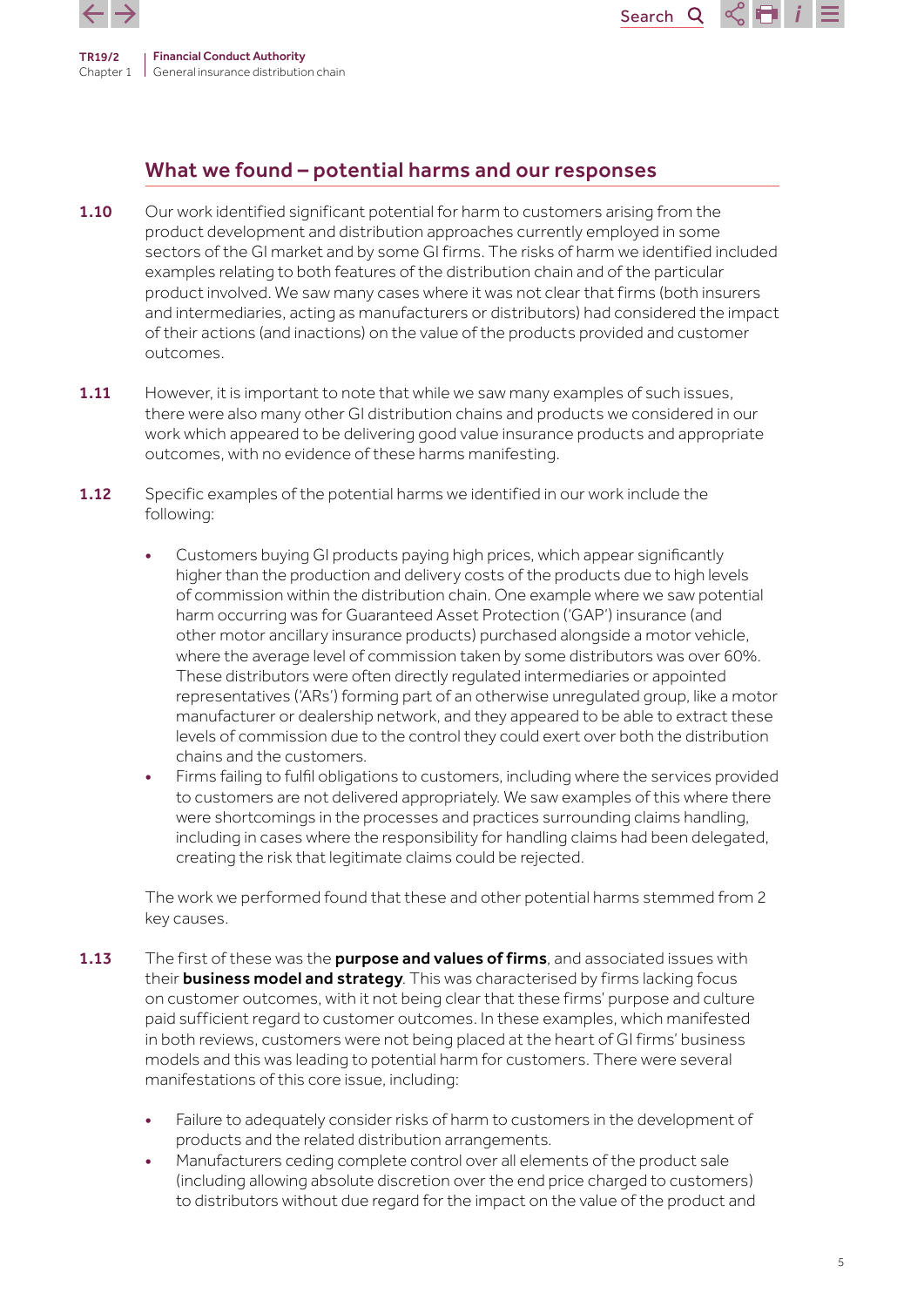## What we found – potential harms and our responses

**1.10** Our work identified significant potential for harm to customers arising from the product development and distribution approaches currently employed in some sectors of the GI market and by some GI firms. The risks of harm we identified included examples relating to both features of the distribution chain and of the particular product involved. We saw many cases where it was not clear that firms (both insurers and intermediaries, acting as manufacturers or distributors) had considered the impact of their actions (and inactions) on the value of the products provided and customer outcomes.

**1.11** However, it is important to note that while we saw many examples of such issues, there were also many other GI distribution chains and products we considered in our work which appeared to be delivering good value insurance products and appropriate outcomes, with no evidence of these harms manifesting.

**1.12** Specific examples of the potential harms we identified in our work include the following:

- Customers buying GI products paying high prices, which appear significantly higher than the production and delivery costs of the products due to high levels of commission within the distribution chain. One example where we saw potential harm occurring was for Guaranteed Asset Protection ('GAP') insurance (and other motor ancillary insurance products) purchased alongside a motor vehicle, where the average level of commission taken by some distributors was over 60%. These distributors were often directly regulated intermediaries or appointed representatives ('ARs') forming part of an otherwise unregulated group, like a motor manufacturer or dealership network, and they appeared to be able to extract these levels of commission due to the control they could exert over both the distribution chains and the customers.
- Firms failing to fulfil obligations to customers, including where the services provided to customers are not delivered appropriately. We saw examples of this where there were shortcomings in the processes and practices surrounding claims handling, including in cases where the responsibility for handling claims had been delegated, creating the risk that legitimate claims could be rejected.

The work we performed found that these and other potential harms stemmed from 2 key causes.

**1.13** The first of these was the **purpose and values of firms**, and associated issues with their **business model and strategy**. This was characterised by firms lacking focus on customer outcomes, with it not being clear that these firms' purpose and culture paid sufficient regard to customer outcomes. In these examples, which manifested in both reviews, customers were not being placed at the heart of GI firms' business models and this was leading to potential harm for customers. There were several manifestations of this core issue, including:

- Failure to adequately consider risks of harm to customers in the development of products and the related distribution arrangements.
- Manufacturers ceding complete control over all elements of the product sale (including allowing absolute discretion over the end price charged to customers) to distributors without due regard for the impact on the value of the product and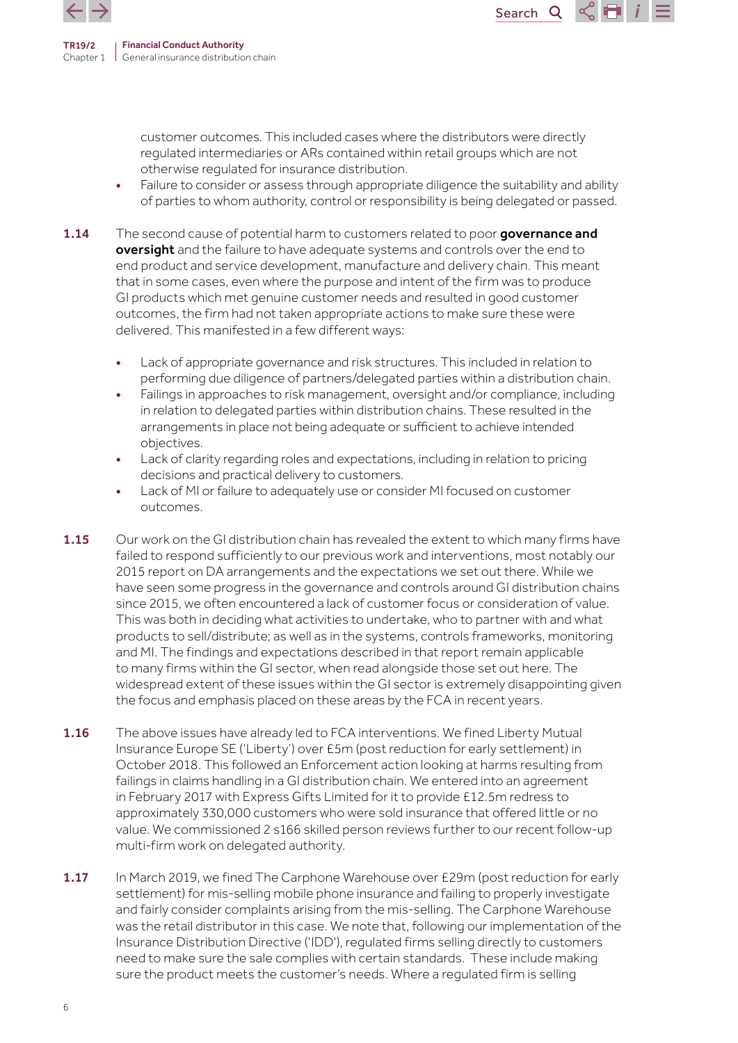customer outcomes. This included cases where the distributors were directly regulated intermediaries or ARs contained within retail groups which are not otherwise regulated for insurance distribution.

- Failure to consider or assess through appropriate diligence the suitability and ability of parties to whom authority, control or responsibility is being delegated or passed.

**1.14** The second cause of potential harm to customers related to poor **governance and oversight** and the failure to have adequate systems and controls over the end to end product and service development, manufacture and delivery chain. This meant that in some cases, even where the purpose and intent of the firm was to produce GI products which met genuine customer needs and resulted in good customer outcomes, the firm had not taken appropriate actions to make sure these were delivered. This manifested in a few different ways:

- Lack of appropriate governance and risk structures. This included in relation to performing due diligence of partners/delegated parties within a distribution chain.
- Failings in approaches to risk management, oversight and/or compliance, including in relation to delegated parties within distribution chains. These resulted in the arrangements in place not being adequate or sufficient to achieve intended objectives.
- Lack of clarity regarding roles and expectations, including in relation to pricing decisions and practical delivery to customers.
- Lack of MI or failure to adequately use or consider MI focused on customer outcomes.

**1.15** Our work on the GI distribution chain has revealed the extent to which many firms have failed to respond sufficiently to our previous work and interventions, most notably our 2015 report on DA arrangements and the expectations we set out there. While we have seen some progress in the governance and controls around GI distribution chains since 2015, we often encountered a lack of customer focus or consideration of value. This was both in deciding what activities to undertake, who to partner with and what products to sell/distribute; as well as in the systems, controls frameworks, monitoring and MI. The findings and expectations described in that report remain applicable to many firms within the GI sector, when read alongside those set out here. The widespread extent of these issues within the GI sector is extremely disappointing given the focus and emphasis placed on these areas by the FCA in recent years.

**1.16** The above issues have already led to FCA interventions. We fined Liberty Mutual Insurance Europe SE ('Liberty') over £5m (post reduction for early settlement) in October 2018. This followed an Enforcement action looking at harms resulting from failings in claims handling in a GI distribution chain. We entered into an agreement in February 2017 with Express Gifts Limited for it to provide £12.5m redress to approximately 330,000 customers who were sold insurance that offered little or no value. We commissioned 2 s166 skilled person reviews further to our recent follow-up multi-firm work on delegated authority.

**1.17** In March 2019, we fined The Carphone Warehouse over £29m (post reduction for early settlement) for mis-selling mobile phone insurance and failing to properly investigate and fairly consider complaints arising from the mis-selling. The Carphone Warehouse was the retail distributor in this case. We note that, following our implementation of the Insurance Distribution Directive ('IDD'), regulated firms selling directly to customers need to make sure the sale complies with certain standards. These include making sure the product meets the customer's needs. Where a regulated firm is selling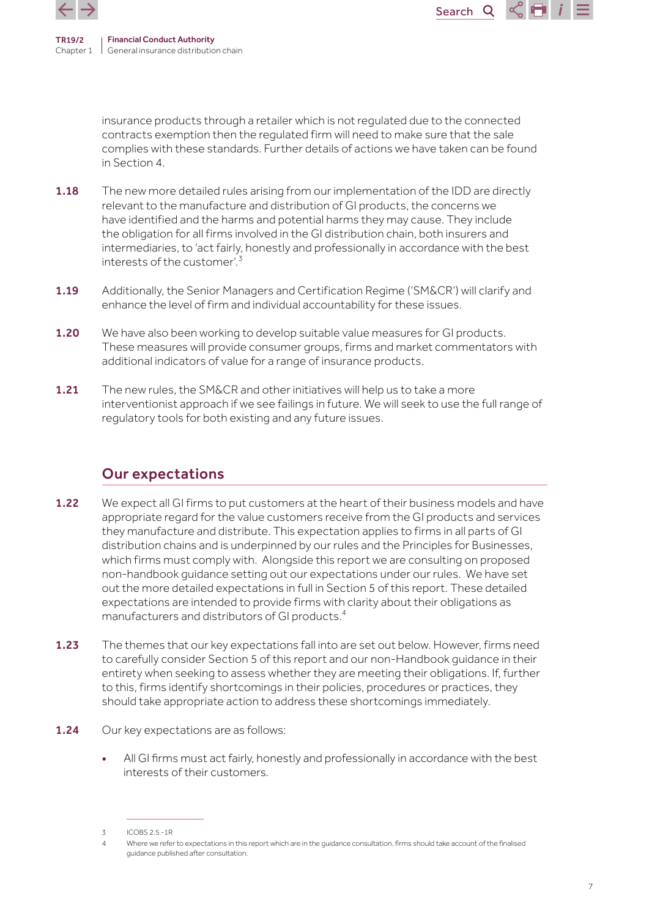insurance products through a retailer which is not regulated due to the connected contracts exemption then the regulated firm will need to make sure that the sale complies with these standards. Further details of actions we have taken can be found in Section 4.

**1.18** The new more detailed rules arising from our implementation of the IDD are directly relevant to the manufacture and distribution of GI products, the concerns we have identified and the harms and potential harms they may cause. They include the obligation for all firms involved in the GI distribution chain, both insurers and intermediaries, to 'act fairly, honestly and professionally in accordance with the best interests of the customer'.[3]

**1.19** Additionally, the Senior Managers and Certification Regime ('SM&CR') will clarify and enhance the level of firm and individual accountability for these issues.

**1.20** We have also been working to develop suitable value measures for GI products. These measures will provide consumer groups, firms and market commentators with additional indicators of value for a range of insurance products.

**1.21** The new rules, the SM&CR and other initiatives will help us to take a more interventionist approach if we see failings in future. We will seek to use the full range of regulatory tools for both existing and any future issues.

## Our expectations

**1.22** We expect all GI firms to put customers at the heart of their business models and have appropriate regard for the value customers receive from the GI products and services they manufacture and distribute. This expectation applies to firms in all parts of GI distribution chains and is underpinned by our rules and the Principles for Businesses, which firms must comply with. Alongside this report we are consulting on proposed non-handbook guidance setting out our expectations under our rules. We have set out the more detailed expectations in full in Section 5 of this report. These detailed expectations are intended to provide firms with clarity about their obligations as manufacturers and distributors of GI products.[4]

**1.23** The themes that our key expectations fall into are set out below. However, firms need to carefully consider Section 5 of this report and our non-Handbook guidance in their entirety when seeking to assess whether they are meeting their obligations. If, further to this, firms identify shortcomings in their policies, procedures or practices, they should take appropriate action to address these shortcomings immediately.

**1.24** Our key expectations are as follows:

- All GI firms must act fairly, honestly and professionally in accordance with the best interests of their customers.

---

3 ICOBS 2.5.-1R

4 Where we refer to expectations in this report which are in the guidance consultation, firms should take account of the finalised guidance published after consultation.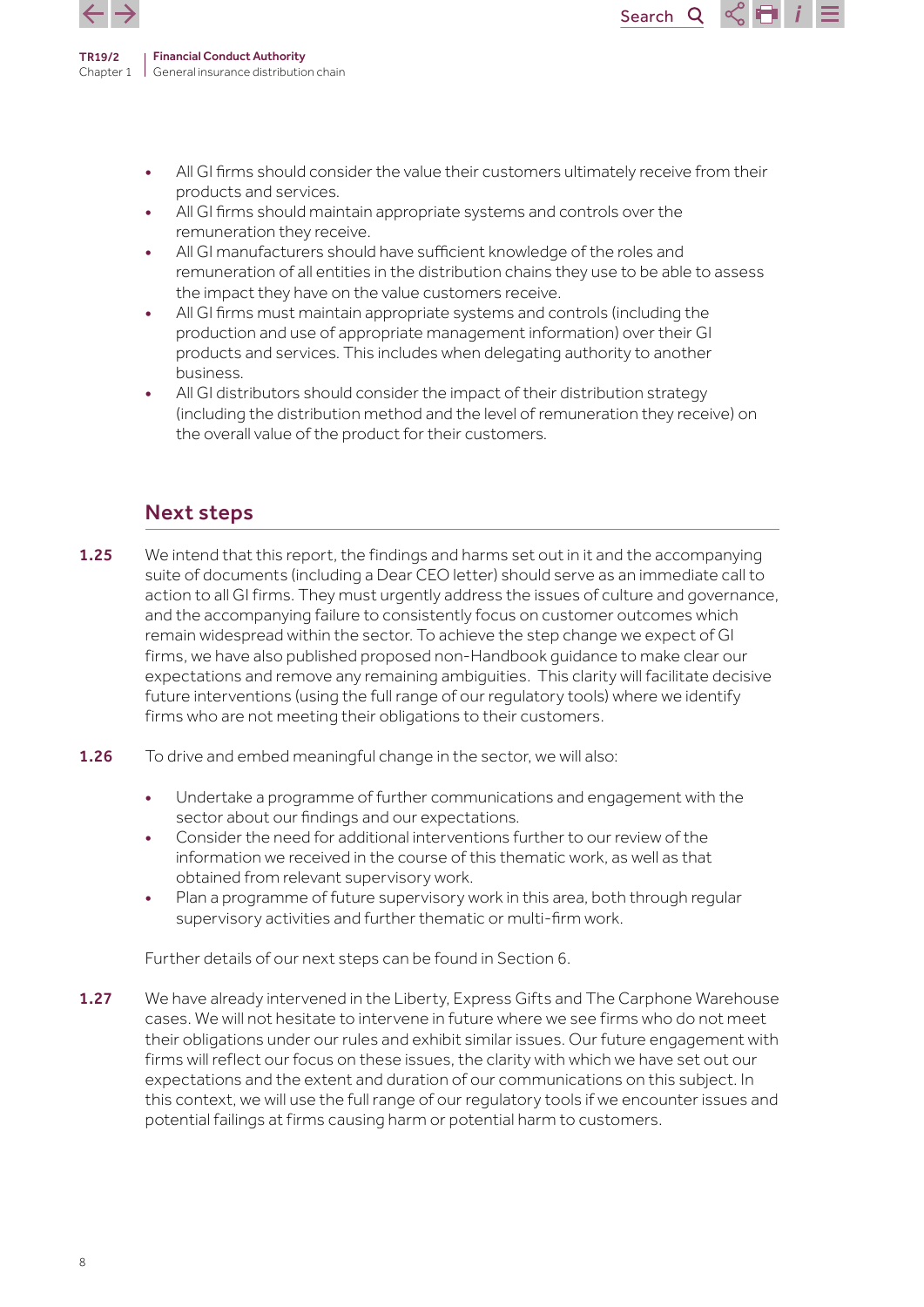- All GI firms should consider the value their customers ultimately receive from their products and services.
- All GI firms should maintain appropriate systems and controls over the remuneration they receive.
- All GI manufacturers should have sufficient knowledge of the roles and remuneration of all entities in the distribution chains they use to be able to assess the impact they have on the value customers receive.
- All GI firms must maintain appropriate systems and controls (including the production and use of appropriate management information) over their GI products and services. This includes when delegating authority to another business.
- All GI distributors should consider the impact of their distribution strategy (including the distribution method and the level of remuneration they receive) on the overall value of the product for their customers.

## Next steps

**1.25** We intend that this report, the findings and harms set out in it and the accompanying suite of documents (including a Dear CEO letter) should serve as an immediate call to action to all GI firms. They must urgently address the issues of culture and governance, and the accompanying failure to consistently focus on customer outcomes which remain widespread within the sector. To achieve the step change we expect of GI firms, we have also published proposed non-Handbook guidance to make clear our expectations and remove any remaining ambiguities. This clarity will facilitate decisive future interventions (using the full range of our regulatory tools) where we identify firms who are not meeting their obligations to their customers.

**1.26** To drive and embed meaningful change in the sector, we will also:

- Undertake a programme of further communications and engagement with the sector about our findings and our expectations.
- Consider the need for additional interventions further to our review of the information we received in the course of this thematic work, as well as that obtained from relevant supervisory work.
- Plan a programme of future supervisory work in this area, both through regular supervisory activities and further thematic or multi-firm work.

Further details of our next steps can be found in Section 6.

**1.27** We have already intervened in the Liberty, Express Gifts and The Carphone Warehouse cases. We will not hesitate to intervene in future where we see firms who do not meet their obligations under our rules and exhibit similar issues. Our future engagement with firms will reflect our focus on these issues, the clarity with which we have set out our expectations and the extent and duration of our communications on this subject. In this context, we will use the full range of our regulatory tools if we encounter issues and potential failings at firms causing harm or potential harm to customers.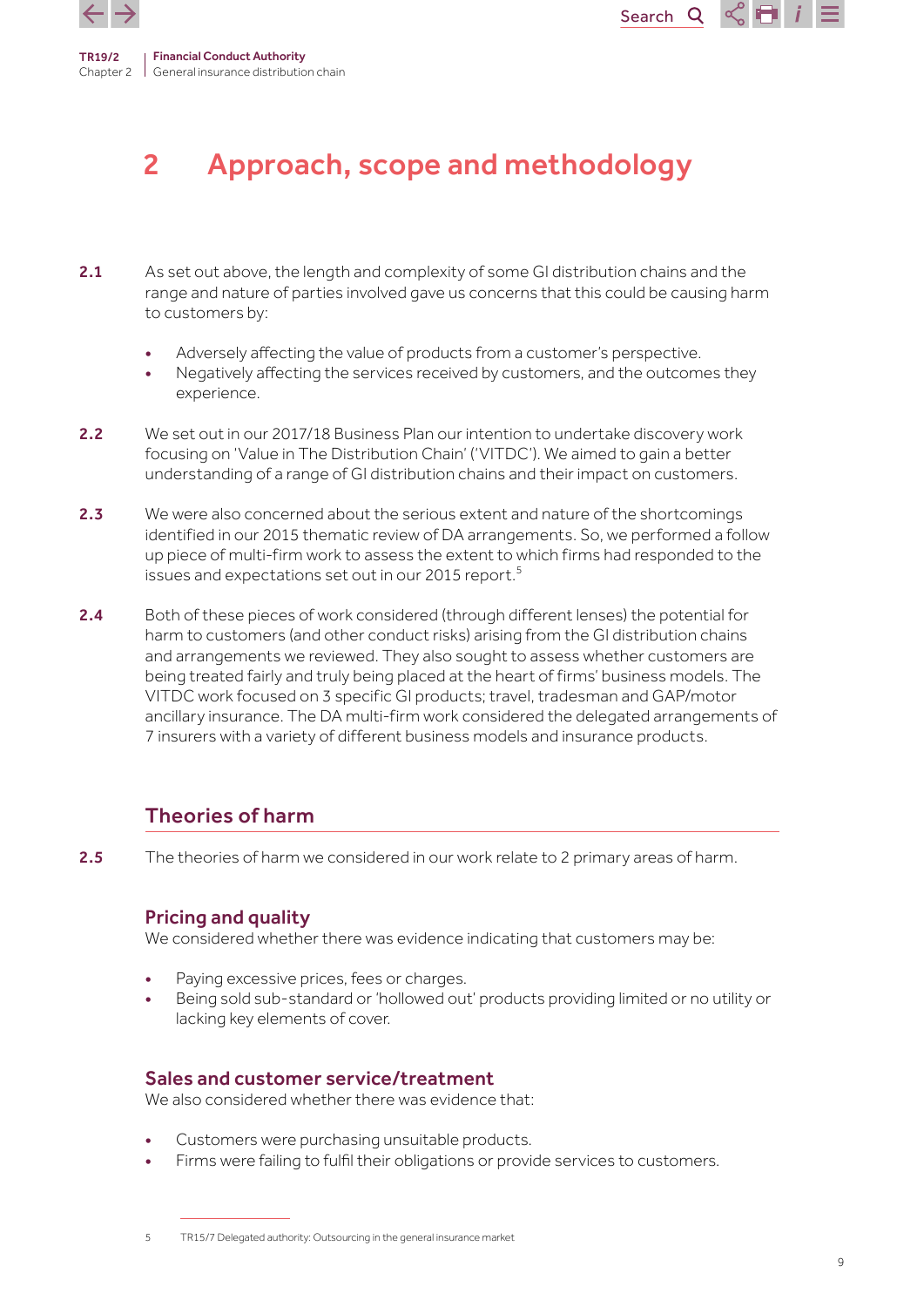# 2 Approach, scope and methodology

**2.1** As set out above, the length and complexity of some GI distribution chains and the range and nature of parties involved gave us concerns that this could be causing harm to customers by:

- Adversely affecting the value of products from a customer's perspective.
- Negatively affecting the services received by customers, and the outcomes they experience.

**2.2** We set out in our 2017/18 Business Plan our intention to undertake discovery work focusing on 'Value in The Distribution Chain' ('VITDC'). We aimed to gain a better understanding of a range of GI distribution chains and their impact on customers.

**2.3** We were also concerned about the serious extent and nature of the shortcomings identified in our 2015 thematic review of DA arrangements. So, we performed a follow up piece of multi-firm work to assess the extent to which firms had responded to the issues and expectations set out in our 2015 report.[5]

**2.4** Both of these pieces of work considered (through different lenses) the potential for harm to customers (and other conduct risks) arising from the GI distribution chains and arrangements we reviewed. They also sought to assess whether customers are being treated fairly and truly being placed at the heart of firms' business models. The VITDC work focused on 3 specific GI products; travel, tradesman and GAP/motor ancillary insurance. The DA multi-firm work considered the delegated arrangements of 7 insurers with a variety of different business models and insurance products.

## Theories of harm

**2.5** The theories of harm we considered in our work relate to 2 primary areas of harm.

### Pricing and quality

We considered whether there was evidence indicating that customers may be:

- Paying excessive prices, fees or charges.
- Being sold sub-standard or 'hollowed out' products providing limited or no utility or lacking key elements of cover.

### Sales and customer service/treatment

We also considered whether there was evidence that:

- Customers were purchasing unsuitable products.
- Firms were failing to fulfil their obligations or provide services to customers.

---

5 TR15/7 Delegated authority: Outsourcing in the general insurance market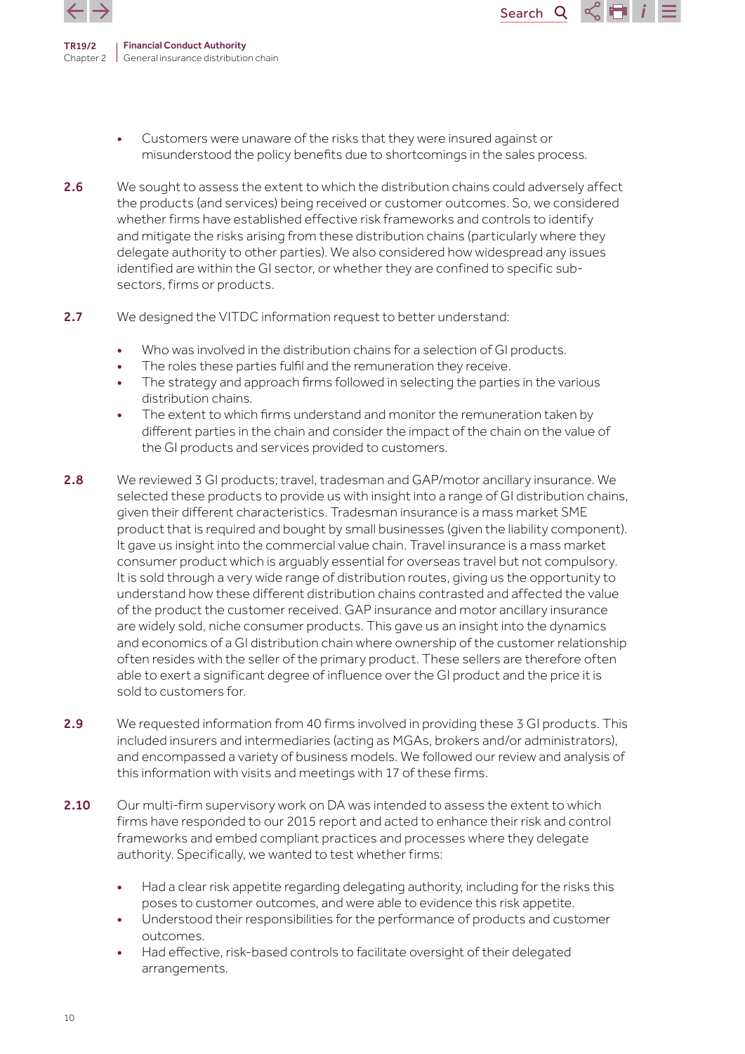- Customers were unaware of the risks that they were insured against or misunderstood the policy benefits due to shortcomings in the sales process.

**2.6** We sought to assess the extent to which the distribution chains could adversely affect the products (and services) being received or customer outcomes. So, we considered whether firms have established effective risk frameworks and controls to identify and mitigate the risks arising from these distribution chains (particularly where they delegate authority to other parties). We also considered how widespread any issues identified are within the GI sector, or whether they are confined to specific sub-sectors, firms or products.

**2.7** We designed the VITDC information request to better understand:

- Who was involved in the distribution chains for a selection of GI products.
- The roles these parties fulfil and the remuneration they receive.
- The strategy and approach firms followed in selecting the parties in the various distribution chains.
- The extent to which firms understand and monitor the remuneration taken by different parties in the chain and consider the impact of the chain on the value of the GI products and services provided to customers.

**2.8** We reviewed 3 GI products; travel, tradesman and GAP/motor ancillary insurance. We selected these products to provide us with insight into a range of GI distribution chains, given their different characteristics. Tradesman insurance is a mass market SME product that is required and bought by small businesses (given the liability component). It gave us insight into the commercial value chain. Travel insurance is a mass market consumer product which is arguably essential for overseas travel but not compulsory. It is sold through a very wide range of distribution routes, giving us the opportunity to understand how these different distribution chains contrasted and affected the value of the product the customer received. GAP insurance and motor ancillary insurance are widely sold, niche consumer products. This gave us an insight into the dynamics and economics of a GI distribution chain where ownership of the customer relationship often resides with the seller of the primary product. These sellers are therefore often able to exert a significant degree of influence over the GI product and the price it is sold to customers for.

**2.9** We requested information from 40 firms involved in providing these 3 GI products. This included insurers and intermediaries (acting as MGAs, brokers and/or administrators), and encompassed a variety of business models. We followed our review and analysis of this information with visits and meetings with 17 of these firms.

**2.10** Our multi-firm supervisory work on DA was intended to assess the extent to which firms have responded to our 2015 report and acted to enhance their risk and control frameworks and embed compliant practices and processes where they delegate authority. Specifically, we wanted to test whether firms:

- Had a clear risk appetite regarding delegating authority, including for the risks this poses to customer outcomes, and were able to evidence this risk appetite.
- Understood their responsibilities for the performance of products and customer outcomes.
- Had effective, risk-based controls to facilitate oversight of their delegated arrangements.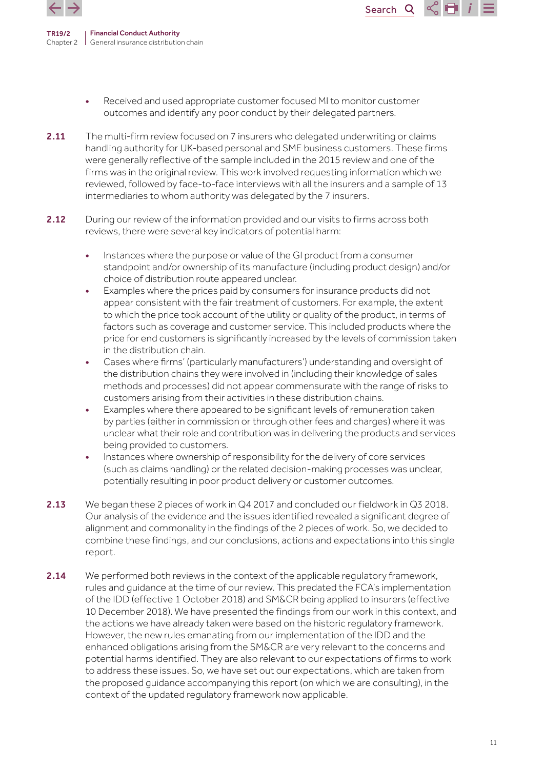- Received and used appropriate customer focused MI to monitor customer outcomes and identify any poor conduct by their delegated partners.

**2.11** The multi-firm review focused on 7 insurers who delegated underwriting or claims handling authority for UK-based personal and SME business customers. These firms were generally reflective of the sample included in the 2015 review and one of the firms was in the original review. This work involved requesting information which we reviewed, followed by face-to-face interviews with all the insurers and a sample of 13 intermediaries to whom authority was delegated by the 7 insurers.

**2.12** During our review of the information provided and our visits to firms across both reviews, there were several key indicators of potential harm:

- Instances where the purpose or value of the GI product from a consumer standpoint and/or ownership of its manufacture (including product design) and/or choice of distribution route appeared unclear.
- Examples where the prices paid by consumers for insurance products did not appear consistent with the fair treatment of customers. For example, the extent to which the price took account of the utility or quality of the product, in terms of factors such as coverage and customer service. This included products where the price for end customers is significantly increased by the levels of commission taken in the distribution chain.
- Cases where firms' (particularly manufacturers') understanding and oversight of the distribution chains they were involved in (including their knowledge of sales methods and processes) did not appear commensurate with the range of risks to customers arising from their activities in these distribution chains.
- Examples where there appeared to be significant levels of remuneration taken by parties (either in commission or through other fees and charges) where it was unclear what their role and contribution was in delivering the products and services being provided to customers.
- Instances where ownership of responsibility for the delivery of core services (such as claims handling) or the related decision-making processes was unclear, potentially resulting in poor product delivery or customer outcomes.

**2.13** We began these 2 pieces of work in Q4 2017 and concluded our fieldwork in Q3 2018. Our analysis of the evidence and the issues identified revealed a significant degree of alignment and commonality in the findings of the 2 pieces of work. So, we decided to combine these findings, and our conclusions, actions and expectations into this single report.

**2.14** We performed both reviews in the context of the applicable regulatory framework, rules and guidance at the time of our review. This predated the FCA's implementation of the IDD (effective 1 October 2018) and SM&CR being applied to insurers (effective 10 December 2018). We have presented the findings from our work in this context, and the actions we have already taken were based on the historic regulatory framework. However, the new rules emanating from our implementation of the IDD and the enhanced obligations arising from the SM&CR are very relevant to the concerns and potential harms identified. They are also relevant to our expectations of firms to work to address these issues. So, we have set out our expectations, which are taken from the proposed guidance accompanying this report (on which we are consulting), in the context of the updated regulatory framework now applicable.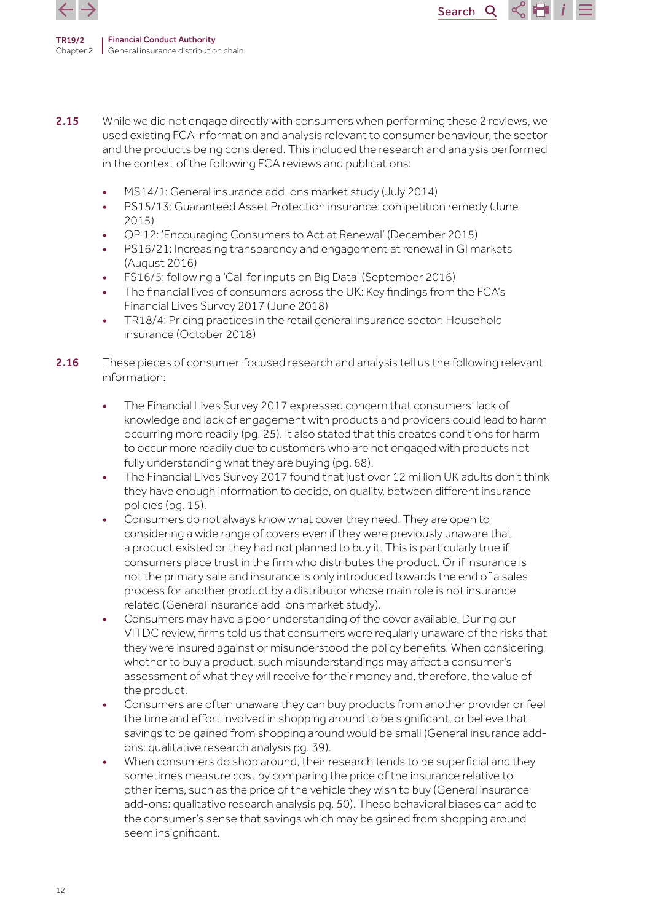**2.15** While we did not engage directly with consumers when performing these 2 reviews, we used existing FCA information and analysis relevant to consumer behaviour, the sector and the products being considered. This included the research and analysis performed in the context of the following FCA reviews and publications:

- MS14/1: General insurance add-ons market study (July 2014)
- PS15/13: Guaranteed Asset Protection insurance: competition remedy (June 2015)
- OP 12: 'Encouraging Consumers to Act at Renewal' (December 2015)
- PS16/21: Increasing transparency and engagement at renewal in GI markets (August 2016)
- FS16/5: following a 'Call for inputs on Big Data' (September 2016)
- The financial lives of consumers across the UK: Key findings from the FCA's Financial Lives Survey 2017 (June 2018)
- TR18/4: Pricing practices in the retail general insurance sector: Household insurance (October 2018)

**2.16** These pieces of consumer-focused research and analysis tell us the following relevant information:

- The Financial Lives Survey 2017 expressed concern that consumers' lack of knowledge and lack of engagement with products and providers could lead to harm occurring more readily (pg. 25). It also stated that this creates conditions for harm to occur more readily due to customers who are not engaged with products not fully understanding what they are buying (pg. 68).
- The Financial Lives Survey 2017 found that just over 12 million UK adults don't think they have enough information to decide, on quality, between different insurance policies (pg. 15).
- Consumers do not always know what cover they need. They are open to considering a wide range of covers even if they were previously unaware that a product existed or they had not planned to buy it. This is particularly true if consumers place trust in the firm who distributes the product. Or if insurance is not the primary sale and insurance is only introduced towards the end of a sales process for another product by a distributor whose main role is not insurance related (General insurance add-ons market study).
- Consumers may have a poor understanding of the cover available. During our VITDC review, firms told us that consumers were regularly unaware of the risks that they were insured against or misunderstood the policy benefits. When considering whether to buy a product, such misunderstandings may affect a consumer's assessment of what they will receive for their money and, therefore, the value of the product.
- Consumers are often unaware they can buy products from another provider or feel the time and effort involved in shopping around to be significant, or believe that savings to be gained from shopping around would be small (General insurance add-ons: qualitative research analysis pg. 39).
- When consumers do shop around, their research tends to be superficial and they sometimes measure cost by comparing the price of the insurance relative to other items, such as the price of the vehicle they wish to buy (General insurance add-ons: qualitative research analysis pg. 50). These behavioral biases can add to the consumer's sense that savings which may be gained from shopping around seem insignificant.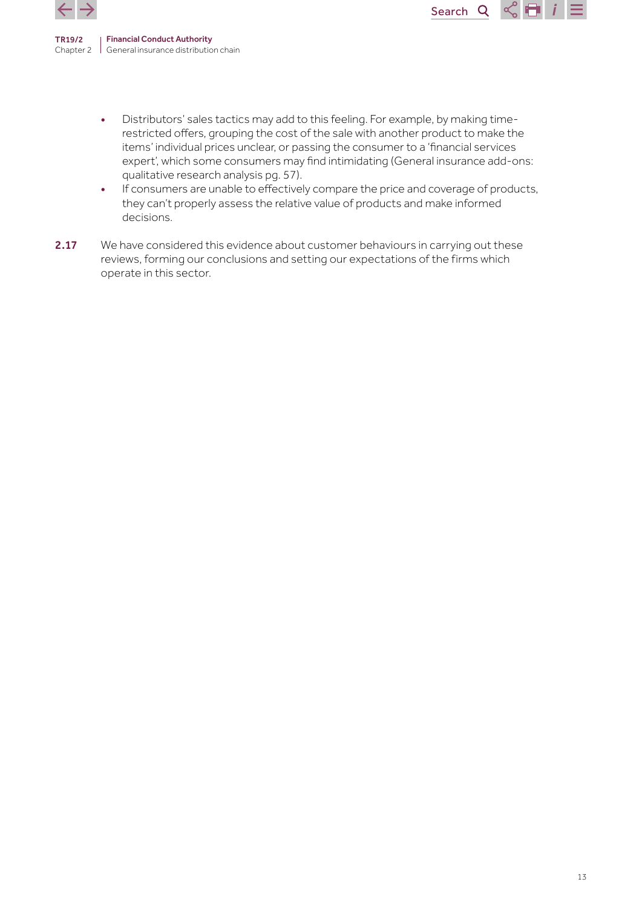- Distributors' sales tactics may add to this feeling. For example, by making time-restricted offers, grouping the cost of the sale with another product to make the items' individual prices unclear, or passing the consumer to a 'financial services expert', which some consumers may find intimidating (General insurance add-ons: qualitative research analysis pg. 57).
- If consumers are unable to effectively compare the price and coverage of products, they can't properly assess the relative value of products and make informed decisions.

**2.17** We have considered this evidence about customer behaviours in carrying out these reviews, forming our conclusions and setting our expectations of the firms which operate in this sector.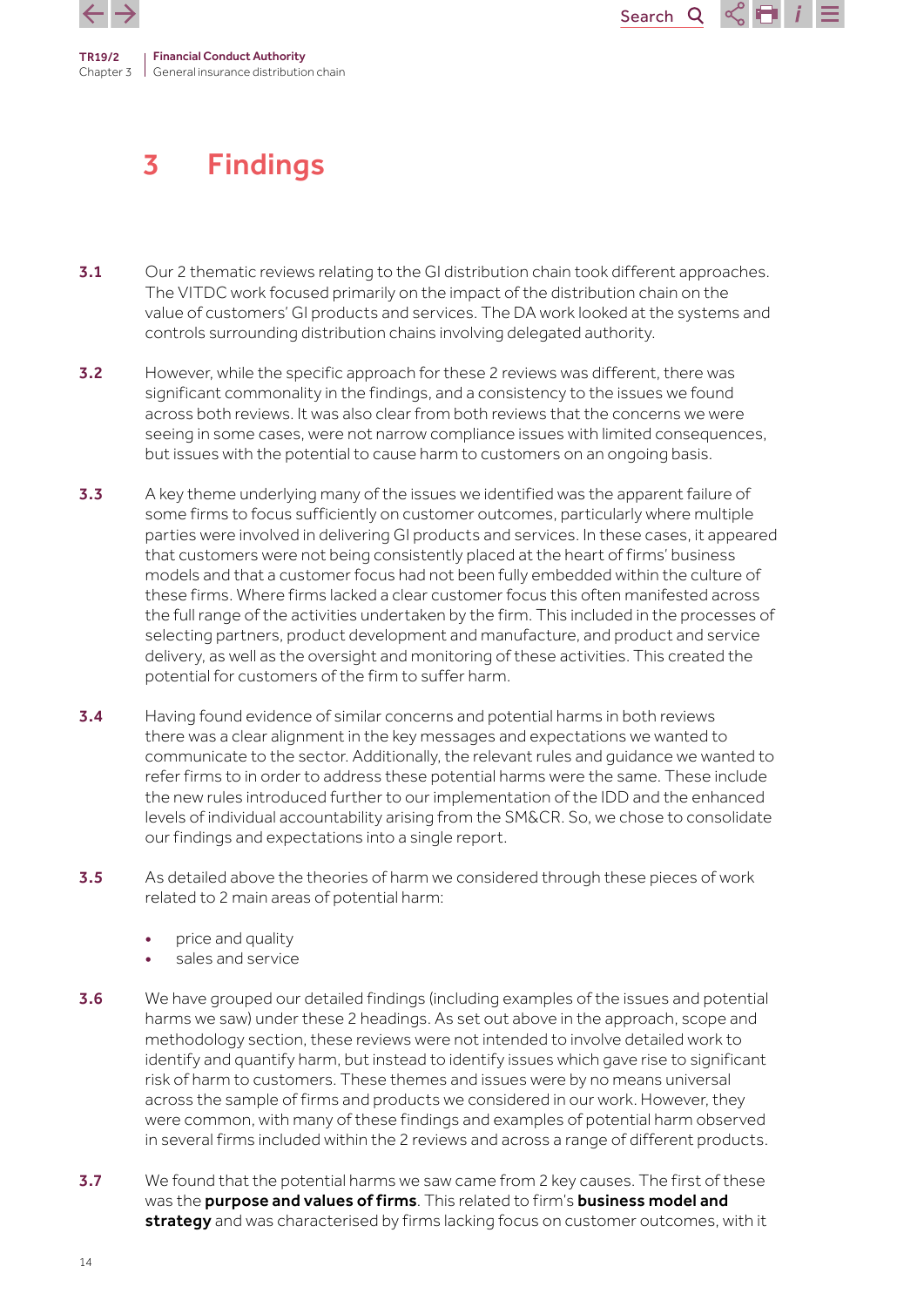# 3 Findings

**3.1** Our 2 thematic reviews relating to the GI distribution chain took different approaches. The VITDC work focused primarily on the impact of the distribution chain on the value of customers' GI products and services. The DA work looked at the systems and controls surrounding distribution chains involving delegated authority.

**3.2** However, while the specific approach for these 2 reviews was different, there was significant commonality in the findings, and a consistency to the issues we found across both reviews. It was also clear from both reviews that the concerns we were seeing in some cases, were not narrow compliance issues with limited consequences, but issues with the potential to cause harm to customers on an ongoing basis.

**3.3** A key theme underlying many of the issues we identified was the apparent failure of some firms to focus sufficiently on customer outcomes, particularly where multiple parties were involved in delivering GI products and services. In these cases, it appeared that customers were not being consistently placed at the heart of firms' business models and that a customer focus had not been fully embedded within the culture of these firms. Where firms lacked a clear customer focus this often manifested across the full range of the activities undertaken by the firm. This included in the processes of selecting partners, product development and manufacture, and product and service delivery, as well as the oversight and monitoring of these activities. This created the potential for customers of the firm to suffer harm.

**3.4** Having found evidence of similar concerns and potential harms in both reviews there was a clear alignment in the key messages and expectations we wanted to communicate to the sector. Additionally, the relevant rules and guidance we wanted to refer firms to in order to address these potential harms were the same. These include the new rules introduced further to our implementation of the IDD and the enhanced levels of individual accountability arising from the SM&CR. So, we chose to consolidate our findings and expectations into a single report.

**3.5** As detailed above the theories of harm we considered through these pieces of work related to 2 main areas of potential harm:

- price and quality
- sales and service

**3.6** We have grouped our detailed findings (including examples of the issues and potential harms we saw) under these 2 headings. As set out above in the approach, scope and methodology section, these reviews were not intended to involve detailed work to identify and quantify harm, but instead to identify issues which gave rise to significant risk of harm to customers. These themes and issues were by no means universal across the sample of firms and products we considered in our work. However, they were common, with many of these findings and examples of potential harm observed in several firms included within the 2 reviews and across a range of different products.

**3.7** We found that the potential harms we saw came from 2 key causes. The first of these was the **purpose and values of firms**. This related to firm's **business model and strategy** and was characterised by firms lacking focus on customer outcomes, with it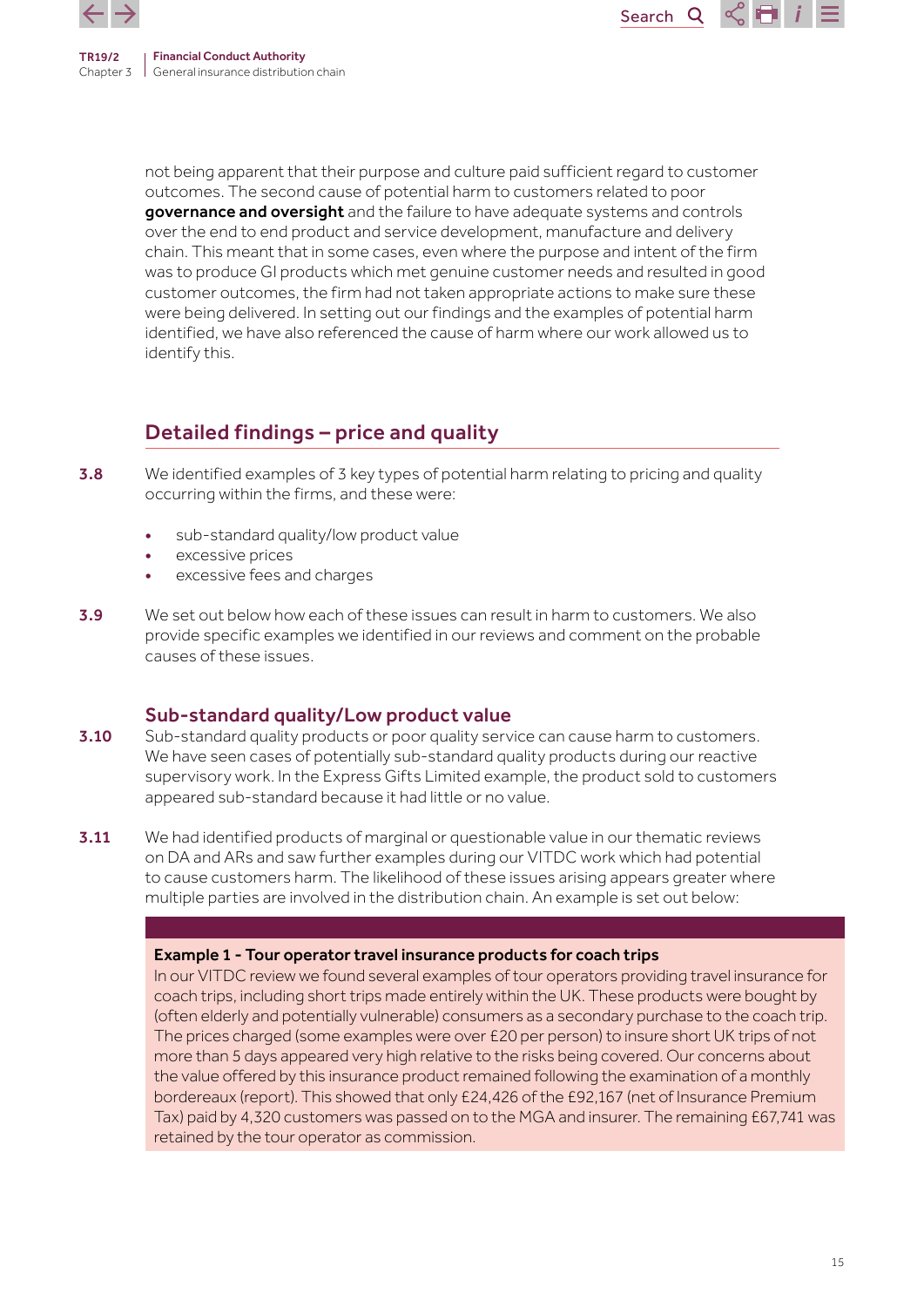not being apparent that their purpose and culture paid sufficient regard to customer outcomes. The second cause of potential harm to customers related to poor **governance and oversight** and the failure to have adequate systems and controls over the end to end product and service development, manufacture and delivery chain. This meant that in some cases, even where the purpose and intent of the firm was to produce GI products which met genuine customer needs and resulted in good customer outcomes, the firm had not taken appropriate actions to make sure these were being delivered. In setting out our findings and the examples of potential harm identified, we have also referenced the cause of harm where our work allowed us to identify this.

## Detailed findings – price and quality

**3.8** We identified examples of 3 key types of potential harm relating to pricing and quality occurring within the firms, and these were:

- sub-standard quality/low product value
- excessive prices
- excessive fees and charges

**3.9** We set out below how each of these issues can result in harm to customers. We also provide specific examples we identified in our reviews and comment on the probable causes of these issues.

### Sub-standard quality/Low product value

**3.10** Sub-standard quality products or poor quality service can cause harm to customers. We have seen cases of potentially sub-standard quality products during our reactive supervisory work. In the Express Gifts Limited example, the product sold to customers appeared sub-standard because it had little or no value.

**3.11** We had identified products of marginal or questionable value in our thematic reviews on DA and ARs and saw further examples during our VITDC work which had potential to cause customers harm. The likelihood of these issues arising appears greater where multiple parties are involved in the distribution chain. An example is set out below:

**Example 1 - Tour operator travel insurance products for coach trips**
In our VITDC review we found several examples of tour operators providing travel insurance for coach trips, including short trips made entirely within the UK. These products were bought by (often elderly and potentially vulnerable) consumers as a secondary purchase to the coach trip. The prices charged (some examples were over £20 per person) to insure short UK trips of not more than 5 days appeared very high relative to the risks being covered. Our concerns about the value offered by this insurance product remained following the examination of a monthly bordereaux (report). This showed that only £24,426 of the £92,167 (net of Insurance Premium Tax) paid by 4,320 customers was passed on to the MGA and insurer. The remaining £67,741 was retained by the tour operator as commission.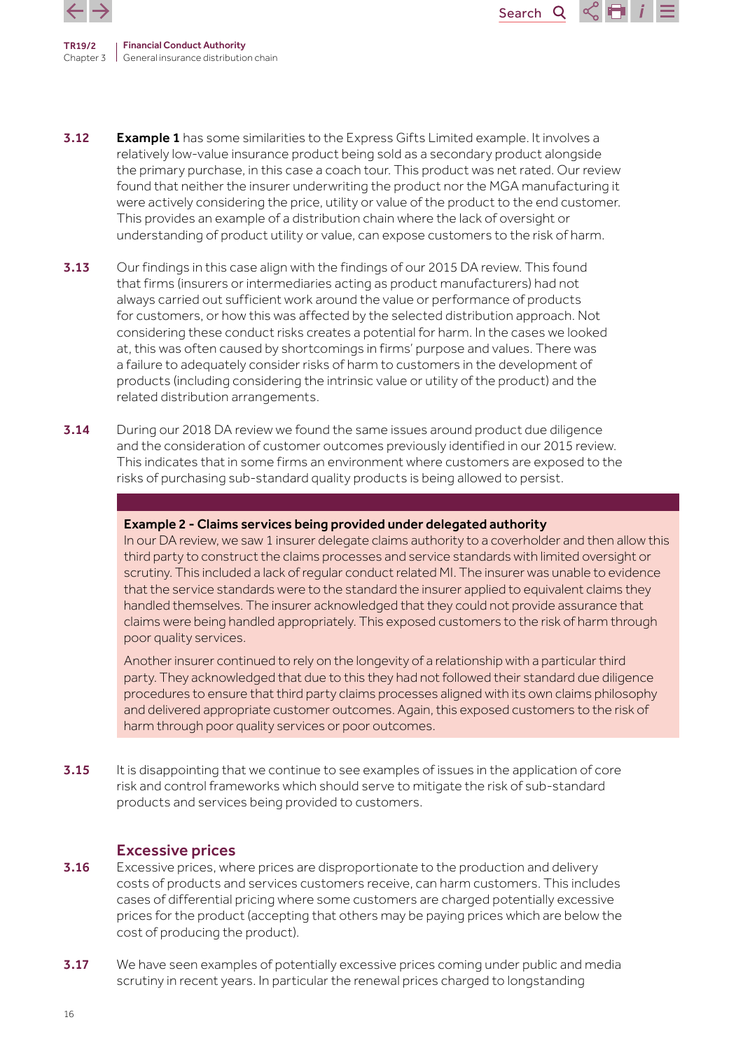**3.12** **Example 1** has some similarities to the Express Gifts Limited example. It involves a relatively low-value insurance product being sold as a secondary product alongside the primary purchase, in this case a coach tour. This product was net rated. Our review found that neither the insurer underwriting the product nor the MGA manufacturing it were actively considering the price, utility or value of the product to the end customer. This provides an example of a distribution chain where the lack of oversight or understanding of product utility or value, can expose customers to the risk of harm.

**3.13** Our findings in this case align with the findings of our 2015 DA review. This found that firms (insurers or intermediaries acting as product manufacturers) had not always carried out sufficient work around the value or performance of products for customers, or how this was affected by the selected distribution approach. Not considering these conduct risks creates a potential for harm. In the cases we looked at, this was often caused by shortcomings in firms' purpose and values. There was a failure to adequately consider risks of harm to customers in the development of products (including considering the intrinsic value or utility of the product) and the related distribution arrangements.

**3.14** During our 2018 DA review we found the same issues around product due diligence and the consideration of customer outcomes previously identified in our 2015 review. This indicates that in some firms an environment where customers are exposed to the risks of purchasing sub-standard quality products is being allowed to persist.

**Example 2 - Claims services being provided under delegated authority**

In our DA review, we saw 1 insurer delegate claims authority to a coverholder and then allow this third party to construct the claims processes and service standards with limited oversight or scrutiny. This included a lack of regular conduct related MI. The insurer was unable to evidence that the service standards were to the standard the insurer applied to equivalent claims they handled themselves. The insurer acknowledged that they could not provide assurance that claims were being handled appropriately. This exposed customers to the risk of harm through poor quality services.

Another insurer continued to rely on the longevity of a relationship with a particular third party. They acknowledged that due to this they had not followed their standard due diligence procedures to ensure that third party claims processes aligned with its own claims philosophy and delivered appropriate customer outcomes. Again, this exposed customers to the risk of harm through poor quality services or poor outcomes.

**3.15** It is disappointing that we continue to see examples of issues in the application of core risk and control frameworks which should serve to mitigate the risk of sub-standard products and services being provided to customers.

### Excessive prices

**3.16** Excessive prices, where prices are disproportionate to the production and delivery costs of products and services customers receive, can harm customers. This includes cases of differential pricing where some customers are charged potentially excessive prices for the product (accepting that others may be paying prices which are below the cost of producing the product).

**3.17** We have seen examples of potentially excessive prices coming under public and media scrutiny in recent years. In particular the renewal prices charged to longstanding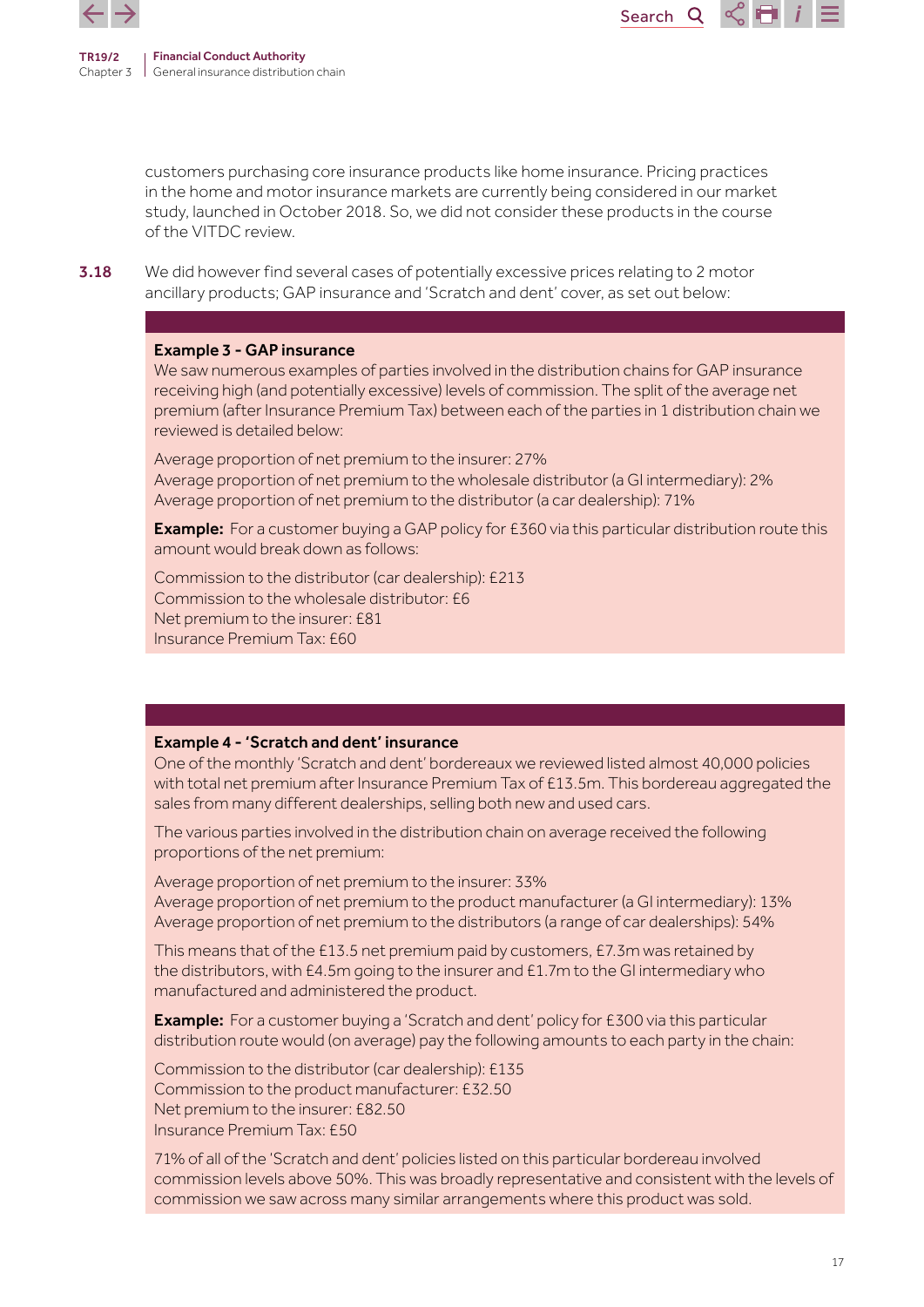customers purchasing core insurance products like home insurance. Pricing practices in the home and motor insurance markets are currently being considered in our market study, launched in October 2018. So, we did not consider these products in the course of the VITDC review.

**3.18** We did however find several cases of potentially excessive prices relating to 2 motor ancillary products; GAP insurance and 'Scratch and dent' cover, as set out below:

**Example 3 - GAP insurance**

We saw numerous examples of parties involved in the distribution chains for GAP insurance receiving high (and potentially excessive) levels of commission. The split of the average net premium (after Insurance Premium Tax) between each of the parties in 1 distribution chain we reviewed is detailed below:

Average proportion of net premium to the insurer: 27%
Average proportion of net premium to the wholesale distributor (a GI intermediary): 2%
Average proportion of net premium to the distributor (a car dealership): 71%

**Example:** For a customer buying a GAP policy for £360 via this particular distribution route this amount would break down as follows:

Commission to the distributor (car dealership): £213
Commission to the wholesale distributor: £6
Net premium to the insurer: £81
Insurance Premium Tax: £60

**Example 4 - 'Scratch and dent' insurance**

One of the monthly 'Scratch and dent' bordereaux we reviewed listed almost 40,000 policies with total net premium after Insurance Premium Tax of £13.5m. This bordereau aggregated the sales from many different dealerships, selling both new and used cars.

The various parties involved in the distribution chain on average received the following proportions of the net premium:

Average proportion of net premium to the insurer: 33%
Average proportion of net premium to the product manufacturer (a GI intermediary): 13%
Average proportion of net premium to the distributors (a range of car dealerships): 54%

This means that of the £13.5 net premium paid by customers, £7.3m was retained by the distributors, with £4.5m going to the insurer and £1.7m to the GI intermediary who manufactured and administered the product.

**Example:** For a customer buying a 'Scratch and dent' policy for £300 via this particular distribution route would (on average) pay the following amounts to each party in the chain:

Commission to the distributor (car dealership): £135
Commission to the product manufacturer: £32.50
Net premium to the insurer: £82.50
Insurance Premium Tax: £50

71% of all of the 'Scratch and dent' policies listed on this particular bordereau involved commission levels above 50%. This was broadly representative and consistent with the levels of commission we saw across many similar arrangements where this product was sold.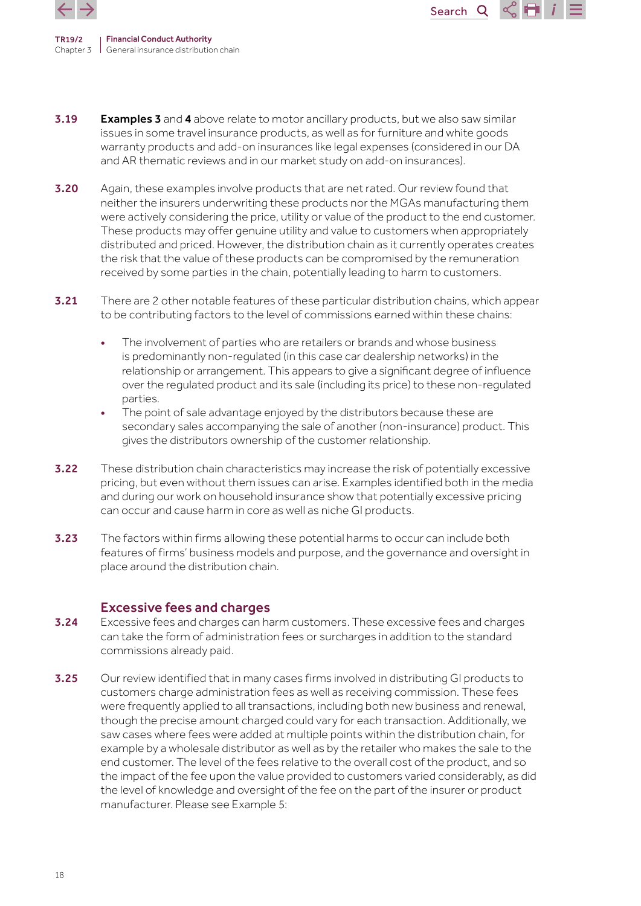**3.19** **Examples 3** and **4** above relate to motor ancillary products, but we also saw similar issues in some travel insurance products, as well as for furniture and white goods warranty products and add-on insurances like legal expenses (considered in our DA and AR thematic reviews and in our market study on add-on insurances).

**3.20** Again, these examples involve products that are net rated. Our review found that neither the insurers underwriting these products nor the MGAs manufacturing them were actively considering the price, utility or value of the product to the end customer. These products may offer genuine utility and value to customers when appropriately distributed and priced. However, the distribution chain as it currently operates creates the risk that the value of these products can be compromised by the remuneration received by some parties in the chain, potentially leading to harm to customers.

**3.21** There are 2 other notable features of these particular distribution chains, which appear to be contributing factors to the level of commissions earned within these chains:

- The involvement of parties who are retailers or brands and whose business is predominantly non-regulated (in this case car dealership networks) in the relationship or arrangement. This appears to give a significant degree of influence over the regulated product and its sale (including its price) to these non-regulated parties.
- The point of sale advantage enjoyed by the distributors because these are secondary sales accompanying the sale of another (non-insurance) product. This gives the distributors ownership of the customer relationship.

**3.22** These distribution chain characteristics may increase the risk of potentially excessive pricing, but even without them issues can arise. Examples identified both in the media and during our work on household insurance show that potentially excessive pricing can occur and cause harm in core as well as niche GI products.

**3.23** The factors within firms allowing these potential harms to occur can include both features of firms' business models and purpose, and the governance and oversight in place around the distribution chain.

## Excessive fees and charges

**3.24** Excessive fees and charges can harm customers. These excessive fees and charges can take the form of administration fees or surcharges in addition to the standard commissions already paid.

**3.25** Our review identified that in many cases firms involved in distributing GI products to customers charge administration fees as well as receiving commission. These fees were frequently applied to all transactions, including both new business and renewal, though the precise amount charged could vary for each transaction. Additionally, we saw cases where fees were added at multiple points within the distribution chain, for example by a wholesale distributor as well as by the retailer who makes the sale to the end customer. The level of the fees relative to the overall cost of the product, and so the impact of the fee upon the value provided to customers varied considerably, as did the level of knowledge and oversight of the fee on the part of the insurer or product manufacturer. Please see Example 5: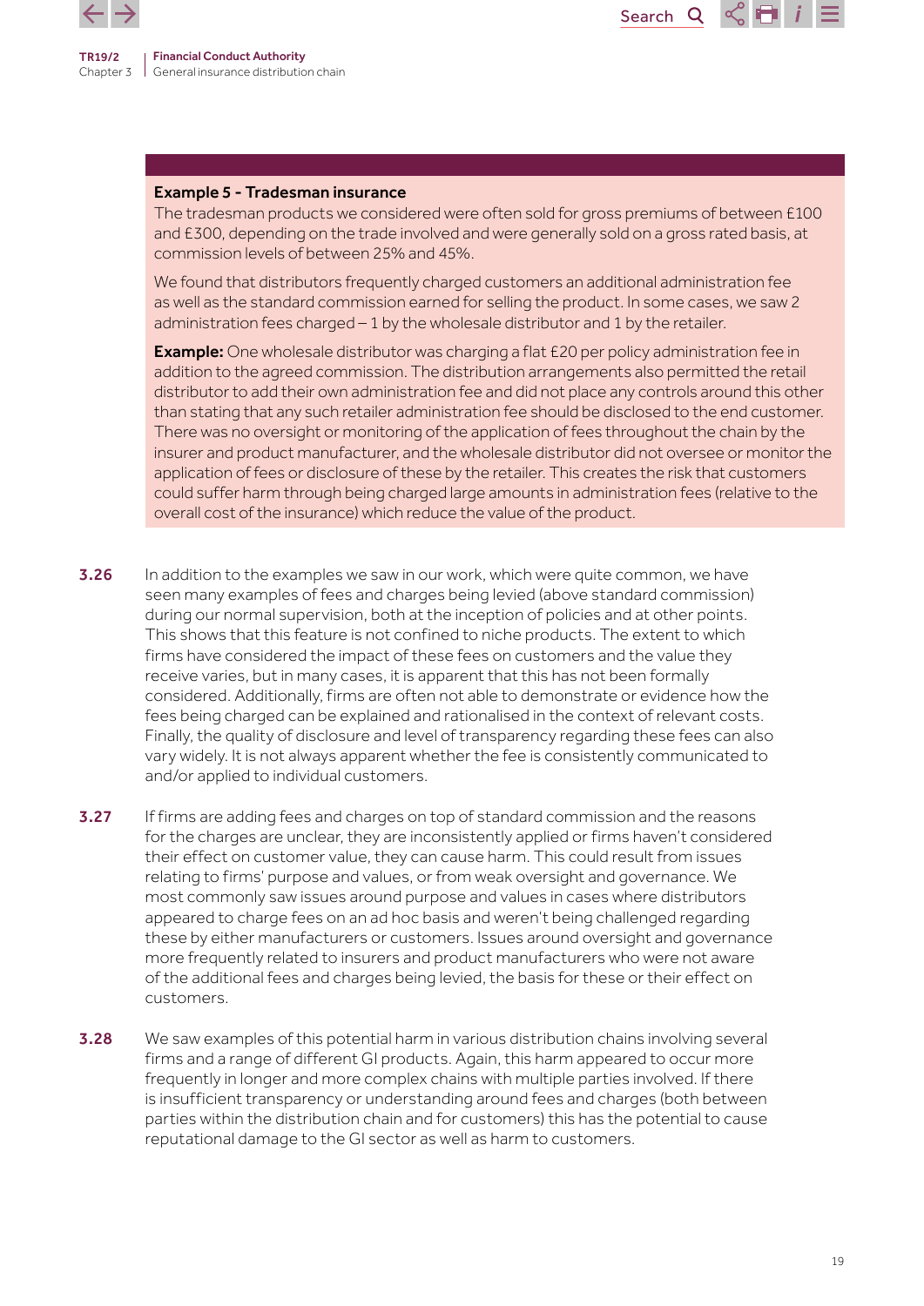**Example 5 - Tradesman insurance**

The tradesman products we considered were often sold for gross premiums of between £100 and £300, depending on the trade involved and were generally sold on a gross rated basis, at commission levels of between 25% and 45%.

We found that distributors frequently charged customers an additional administration fee as well as the standard commission earned for selling the product. In some cases, we saw 2 administration fees charged – 1 by the wholesale distributor and 1 by the retailer.

**Example:** One wholesale distributor was charging a flat £20 per policy administration fee in addition to the agreed commission. The distribution arrangements also permitted the retail distributor to add their own administration fee and did not place any controls around this other than stating that any such retailer administration fee should be disclosed to the end customer. There was no oversight or monitoring of the application of fees throughout the chain by the insurer and product manufacturer, and the wholesale distributor did not oversee or monitor the application of fees or disclosure of these by the retailer. This creates the risk that customers could suffer harm through being charged large amounts in administration fees (relative to the overall cost of the insurance) which reduce the value of the product.

**3.26** In addition to the examples we saw in our work, which were quite common, we have seen many examples of fees and charges being levied (above standard commission) during our normal supervision, both at the inception of policies and at other points. This shows that this feature is not confined to niche products. The extent to which firms have considered the impact of these fees on customers and the value they receive varies, but in many cases, it is apparent that this has not been formally considered. Additionally, firms are often not able to demonstrate or evidence how the fees being charged can be explained and rationalised in the context of relevant costs. Finally, the quality of disclosure and level of transparency regarding these fees can also vary widely. It is not always apparent whether the fee is consistently communicated to and/or applied to individual customers.

**3.27** If firms are adding fees and charges on top of standard commission and the reasons for the charges are unclear, they are inconsistently applied or firms haven't considered their effect on customer value, they can cause harm. This could result from issues relating to firms' purpose and values, or from weak oversight and governance. We most commonly saw issues around purpose and values in cases where distributors appeared to charge fees on an ad hoc basis and weren't being challenged regarding these by either manufacturers or customers. Issues around oversight and governance more frequently related to insurers and product manufacturers who were not aware of the additional fees and charges being levied, the basis for these or their effect on customers.

**3.28** We saw examples of this potential harm in various distribution chains involving several firms and a range of different GI products. Again, this harm appeared to occur more frequently in longer and more complex chains with multiple parties involved. If there is insufficient transparency or understanding around fees and charges (both between parties within the distribution chain and for customers) this has the potential to cause reputational damage to the GI sector as well as harm to customers.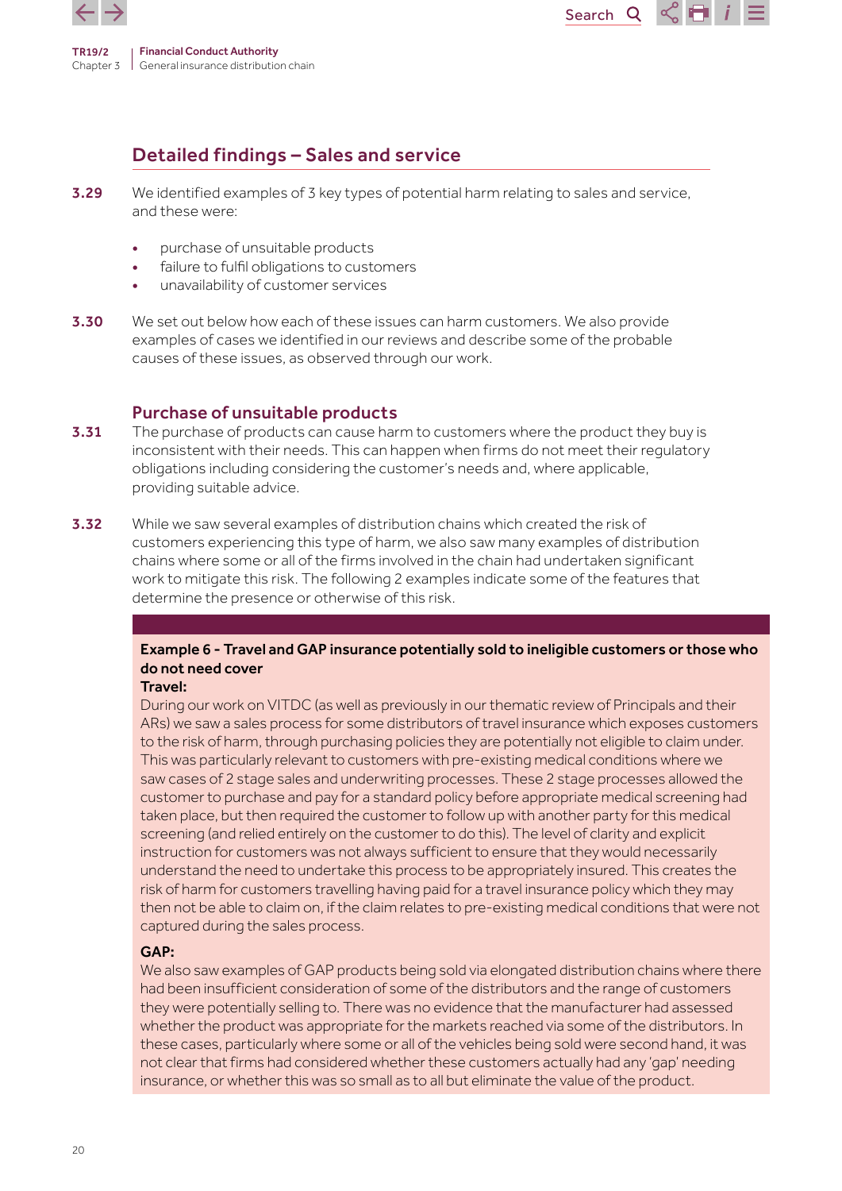## Detailed findings – Sales and service

**3.29** We identified examples of 3 key types of potential harm relating to sales and service, and these were:

- purchase of unsuitable products
- failure to fulfil obligations to customers
- unavailability of customer services

**3.30** We set out below how each of these issues can harm customers. We also provide examples of cases we identified in our reviews and describe some of the probable causes of these issues, as observed through our work.

### Purchase of unsuitable products

**3.31** The purchase of products can cause harm to customers where the product they buy is inconsistent with their needs. This can happen when firms do not meet their regulatory obligations including considering the customer's needs and, where applicable, providing suitable advice.

**3.32** While we saw several examples of distribution chains which created the risk of customers experiencing this type of harm, we also saw many examples of distribution chains where some or all of the firms involved in the chain had undertaken significant work to mitigate this risk. The following 2 examples indicate some of the features that determine the presence or otherwise of this risk.

**Example 6 - Travel and GAP insurance potentially sold to ineligible customers or those who do not need cover**

**Travel:**

During our work on VITDC (as well as previously in our thematic review of Principals and their ARs) we saw a sales process for some distributors of travel insurance which exposes customers to the risk of harm, through purchasing policies they are potentially not eligible to claim under. This was particularly relevant to customers with pre-existing medical conditions where we saw cases of 2 stage sales and underwriting processes. These 2 stage processes allowed the customer to purchase and pay for a standard policy before appropriate medical screening had taken place, but then required the customer to follow up with another party for this medical screening (and relied entirely on the customer to do this). The level of clarity and explicit instruction for customers was not always sufficient to ensure that they would necessarily understand the need to undertake this process to be appropriately insured. This creates the risk of harm for customers travelling having paid for a travel insurance policy which they may then not be able to claim on, if the claim relates to pre-existing medical conditions that were not captured during the sales process.

**GAP:**

We also saw examples of GAP products being sold via elongated distribution chains where there had been insufficient consideration of some of the distributors and the range of customers they were potentially selling to. There was no evidence that the manufacturer had assessed whether the product was appropriate for the markets reached via some of the distributors. In these cases, particularly where some or all of the vehicles being sold were second hand, it was not clear that firms had considered whether these customers actually had any 'gap' needing insurance, or whether this was so small as to all but eliminate the value of the product.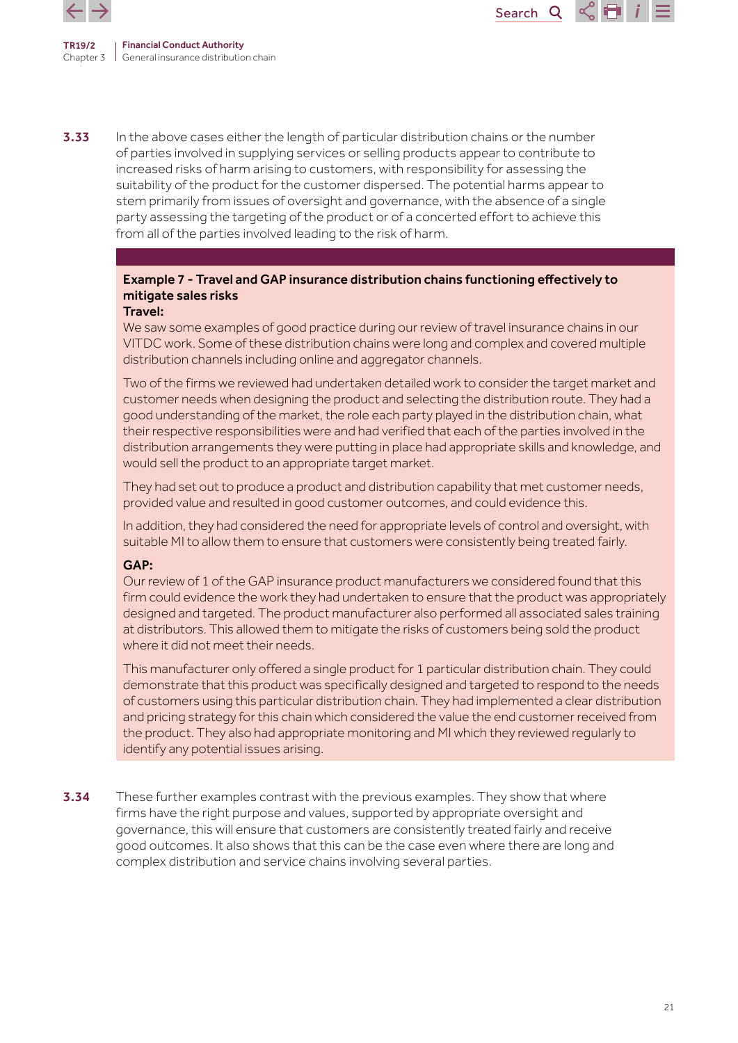**3.33** In the above cases either the length of particular distribution chains or the number of parties involved in supplying services or selling products appear to contribute to increased risks of harm arising to customers, with responsibility for assessing the suitability of the product for the customer dispersed. The potential harms appear to stem primarily from issues of oversight and governance, with the absence of a single party assessing the targeting of the product or of a concerted effort to achieve this from all of the parties involved leading to the risk of harm.

**Example 7 - Travel and GAP insurance distribution chains functioning effectively to mitigate sales risks**

**Travel:**

We saw some examples of good practice during our review of travel insurance chains in our VITDC work. Some of these distribution chains were long and complex and covered multiple distribution channels including online and aggregator channels.

Two of the firms we reviewed had undertaken detailed work to consider the target market and customer needs when designing the product and selecting the distribution route. They had a good understanding of the market, the role each party played in the distribution chain, what their respective responsibilities were and had verified that each of the parties involved in the distribution arrangements they were putting in place had appropriate skills and knowledge, and would sell the product to an appropriate target market.

They had set out to produce a product and distribution capability that met customer needs, provided value and resulted in good customer outcomes, and could evidence this.

In addition, they had considered the need for appropriate levels of control and oversight, with suitable MI to allow them to ensure that customers were consistently being treated fairly.

**GAP:**

Our review of 1 of the GAP insurance product manufacturers we considered found that this firm could evidence the work they had undertaken to ensure that the product was appropriately designed and targeted. The product manufacturer also performed all associated sales training at distributors. This allowed them to mitigate the risks of customers being sold the product where it did not meet their needs.

This manufacturer only offered a single product for 1 particular distribution chain. They could demonstrate that this product was specifically designed and targeted to respond to the needs of customers using this particular distribution chain. They had implemented a clear distribution and pricing strategy for this chain which considered the value the end customer received from the product. They also had appropriate monitoring and MI which they reviewed regularly to identify any potential issues arising.

**3.34** These further examples contrast with the previous examples. They show that where firms have the right purpose and values, supported by appropriate oversight and governance, this will ensure that customers are consistently treated fairly and receive good outcomes. It also shows that this can be the case even where there are long and complex distribution and service chains involving several parties.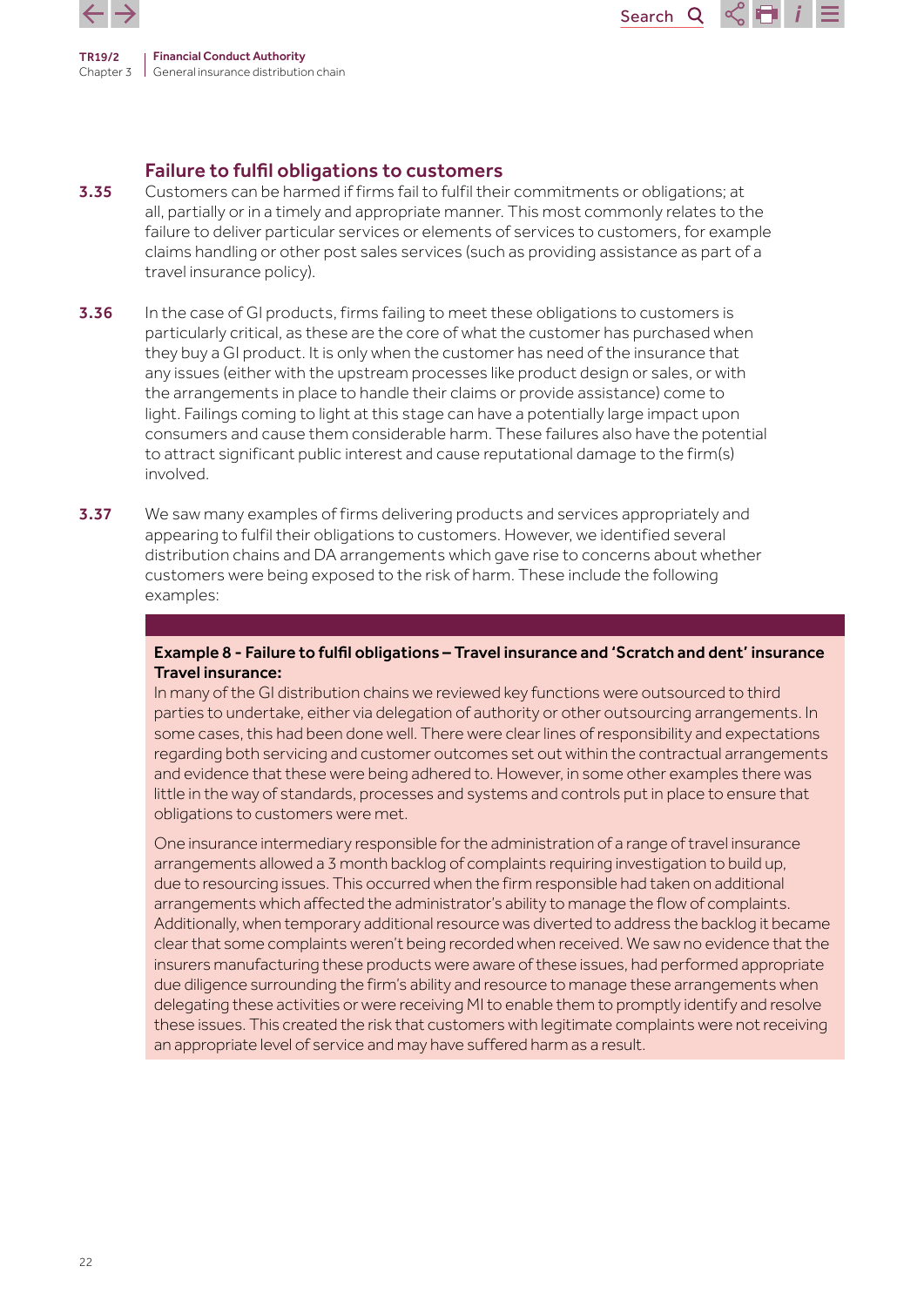### Failure to fulfil obligations to customers

**3.35** Customers can be harmed if firms fail to fulfil their commitments or obligations; at all, partially or in a timely and appropriate manner. This most commonly relates to the failure to deliver particular services or elements of services to customers, for example claims handling or other post sales services (such as providing assistance as part of a travel insurance policy).

**3.36** In the case of GI products, firms failing to meet these obligations to customers is particularly critical, as these are the core of what the customer has purchased when they buy a GI product. It is only when the customer has need of the insurance that any issues (either with the upstream processes like product design or sales, or with the arrangements in place to handle their claims or provide assistance) come to light. Failings coming to light at this stage can have a potentially large impact upon consumers and cause them considerable harm. These failures also have the potential to attract significant public interest and cause reputational damage to the firm(s) involved.

**3.37** We saw many examples of firms delivering products and services appropriately and appearing to fulfil their obligations to customers. However, we identified several distribution chains and DA arrangements which gave rise to concerns about whether customers were being exposed to the risk of harm. These include the following examples:

**Example 8 - Failure to fulfil obligations – Travel insurance and 'Scratch and dent' insurance**

**Travel insurance:**

In many of the GI distribution chains we reviewed key functions were outsourced to third parties to undertake, either via delegation of authority or other outsourcing arrangements. In some cases, this had been done well. There were clear lines of responsibility and expectations regarding both servicing and customer outcomes set out within the contractual arrangements and evidence that these were being adhered to. However, in some other examples there was little in the way of standards, processes and systems and controls put in place to ensure that obligations to customers were met.

One insurance intermediary responsible for the administration of a range of travel insurance arrangements allowed a 3 month backlog of complaints requiring investigation to build up, due to resourcing issues. This occurred when the firm responsible had taken on additional arrangements which affected the administrator's ability to manage the flow of complaints. Additionally, when temporary additional resource was diverted to address the backlog it became clear that some complaints weren't being recorded when received. We saw no evidence that the insurers manufacturing these products were aware of these issues, had performed appropriate due diligence surrounding the firm's ability and resource to manage these arrangements when delegating these activities or were receiving MI to enable them to promptly identify and resolve these issues. This created the risk that customers with legitimate complaints were not receiving an appropriate level of service and may have suffered harm as a result.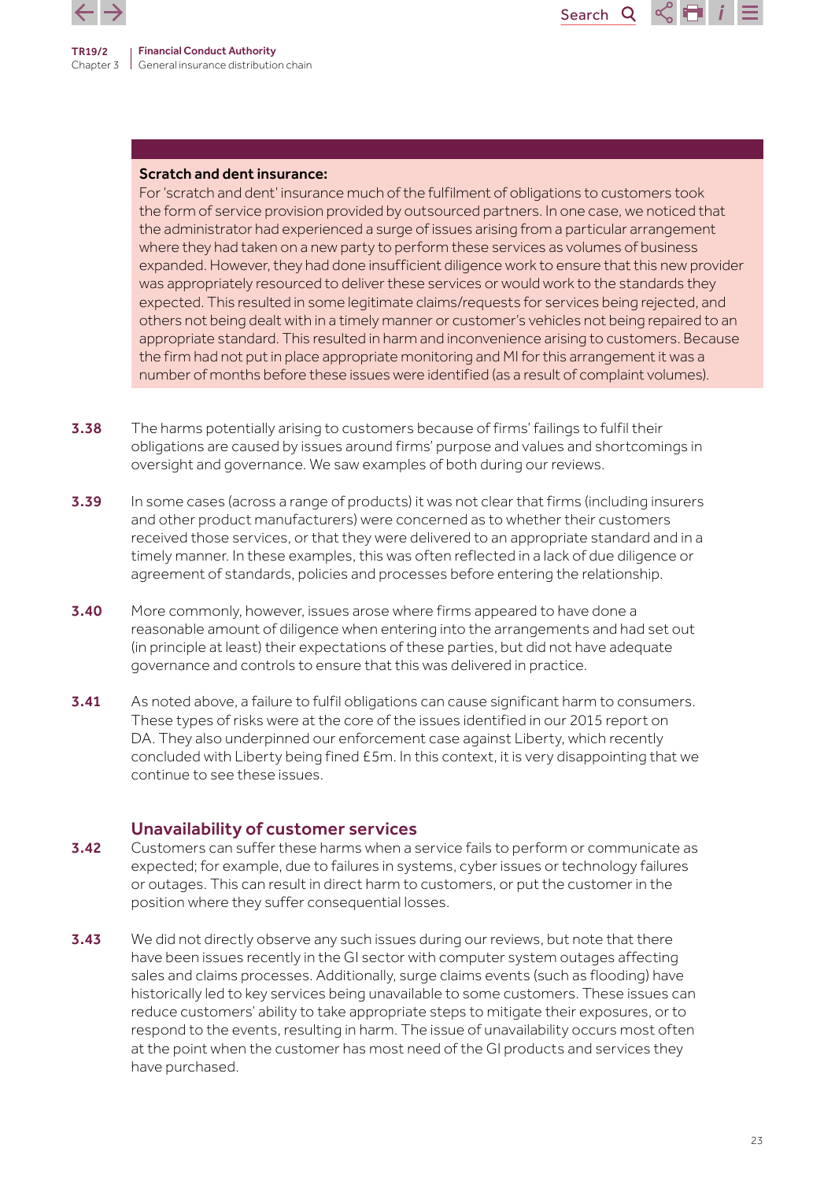**Scratch and dent insurance:**
For 'scratch and dent' insurance much of the fulfilment of obligations to customers took the form of service provision provided by outsourced partners. In one case, we noticed that the administrator had experienced a surge of issues arising from a particular arrangement where they had taken on a new party to perform these services as volumes of business expanded. However, they had done insufficient diligence work to ensure that this new provider was appropriately resourced to deliver these services or would work to the standards they expected. This resulted in some legitimate claims/requests for services being rejected, and others not being dealt with in a timely manner or customer's vehicles not being repaired to an appropriate standard. This resulted in harm and inconvenience arising to customers. Because the firm had not put in place appropriate monitoring and MI for this arrangement it was a number of months before these issues were identified (as a result of complaint volumes).

**3.38** The harms potentially arising to customers because of firms' failings to fulfil their obligations are caused by issues around firms' purpose and values and shortcomings in oversight and governance. We saw examples of both during our reviews.

**3.39** In some cases (across a range of products) it was not clear that firms (including insurers and other product manufacturers) were concerned as to whether their customers received those services, or that they were delivered to an appropriate standard and in a timely manner. In these examples, this was often reflected in a lack of due diligence or agreement of standards, policies and processes before entering the relationship.

**3.40** More commonly, however, issues arose where firms appeared to have done a reasonable amount of diligence when entering into the arrangements and had set out (in principle at least) their expectations of these parties, but did not have adequate governance and controls to ensure that this was delivered in practice.

**3.41** As noted above, a failure to fulfil obligations can cause significant harm to consumers. These types of risks were at the core of the issues identified in our 2015 report on DA. They also underpinned our enforcement case against Liberty, which recently concluded with Liberty being fined £5m. In this context, it is very disappointing that we continue to see these issues.

## Unavailability of customer services

**3.42** Customers can suffer these harms when a service fails to perform or communicate as expected; for example, due to failures in systems, cyber issues or technology failures or outages. This can result in direct harm to customers, or put the customer in the position where they suffer consequential losses.

**3.43** We did not directly observe any such issues during our reviews, but note that there have been issues recently in the GI sector with computer system outages affecting sales and claims processes. Additionally, surge claims events (such as flooding) have historically led to key services being unavailable to some customers. These issues can reduce customers' ability to take appropriate steps to mitigate their exposures, or to respond to the events, resulting in harm. The issue of unavailability occurs most often at the point when the customer has most need of the GI products and services they have purchased.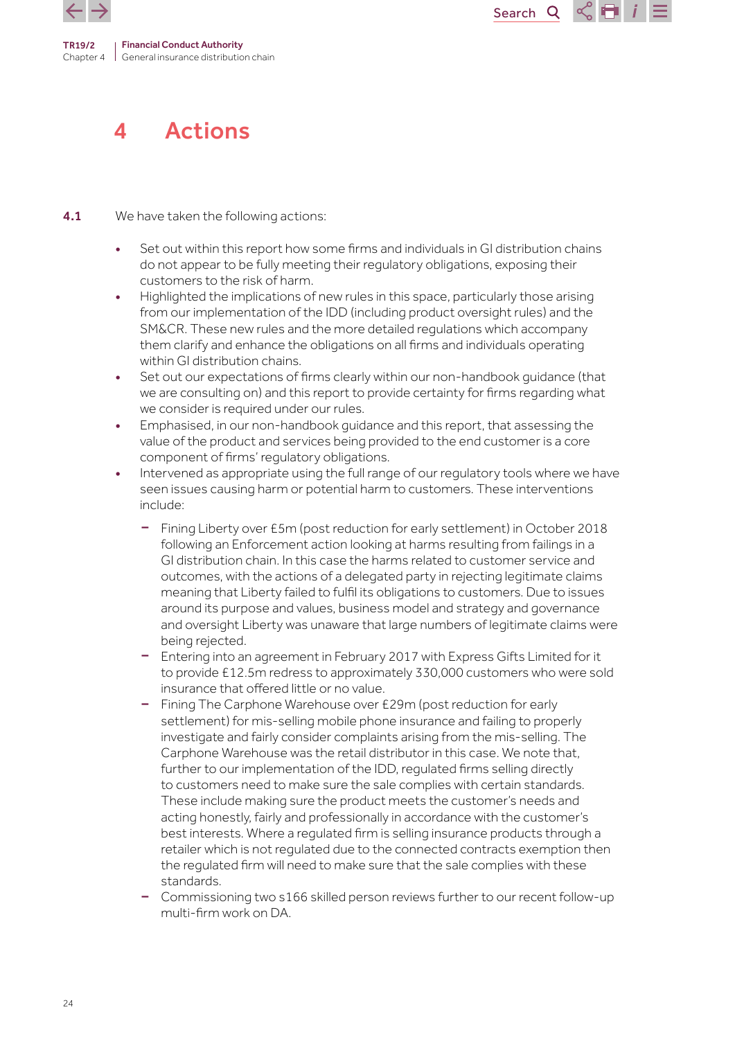# 4 Actions

**4.1** We have taken the following actions:

- Set out within this report how some firms and individuals in GI distribution chains do not appear to be fully meeting their regulatory obligations, exposing their customers to the risk of harm.
- Highlighted the implications of new rules in this space, particularly those arising from our implementation of the IDD (including product oversight rules) and the SM&CR. These new rules and the more detailed regulations which accompany them clarify and enhance the obligations on all firms and individuals operating within GI distribution chains.
- Set out our expectations of firms clearly within our non-handbook guidance (that we are consulting on) and this report to provide certainty for firms regarding what we consider is required under our rules.
- Emphasised, in our non-handbook guidance and this report, that assessing the value of the product and services being provided to the end customer is a core component of firms' regulatory obligations.
- Intervened as appropriate using the full range of our regulatory tools where we have seen issues causing harm or potential harm to customers. These interventions include:
  - Fining Liberty over £5m (post reduction for early settlement) in October 2018 following an Enforcement action looking at harms resulting from failings in a GI distribution chain. In this case the harms related to customer service and outcomes, with the actions of a delegated party in rejecting legitimate claims meaning that Liberty failed to fulfil its obligations to customers. Due to issues around its purpose and values, business model and strategy and governance and oversight Liberty was unaware that large numbers of legitimate claims were being rejected.
  - Entering into an agreement in February 2017 with Express Gifts Limited for it to provide £12.5m redress to approximately 330,000 customers who were sold insurance that offered little or no value.
  - Fining The Carphone Warehouse over £29m (post reduction for early settlement) for mis-selling mobile phone insurance and failing to properly investigate and fairly consider complaints arising from the mis-selling. The Carphone Warehouse was the retail distributor in this case. We note that, further to our implementation of the IDD, regulated firms selling directly to customers need to make sure the sale complies with certain standards. These include making sure the product meets the customer's needs and acting honestly, fairly and professionally in accordance with the customer's best interests. Where a regulated firm is selling insurance products through a retailer which is not regulated due to the connected contracts exemption then the regulated firm will need to make sure that the sale complies with these standards.
  - Commissioning two s166 skilled person reviews further to our recent follow-up multi-firm work on DA.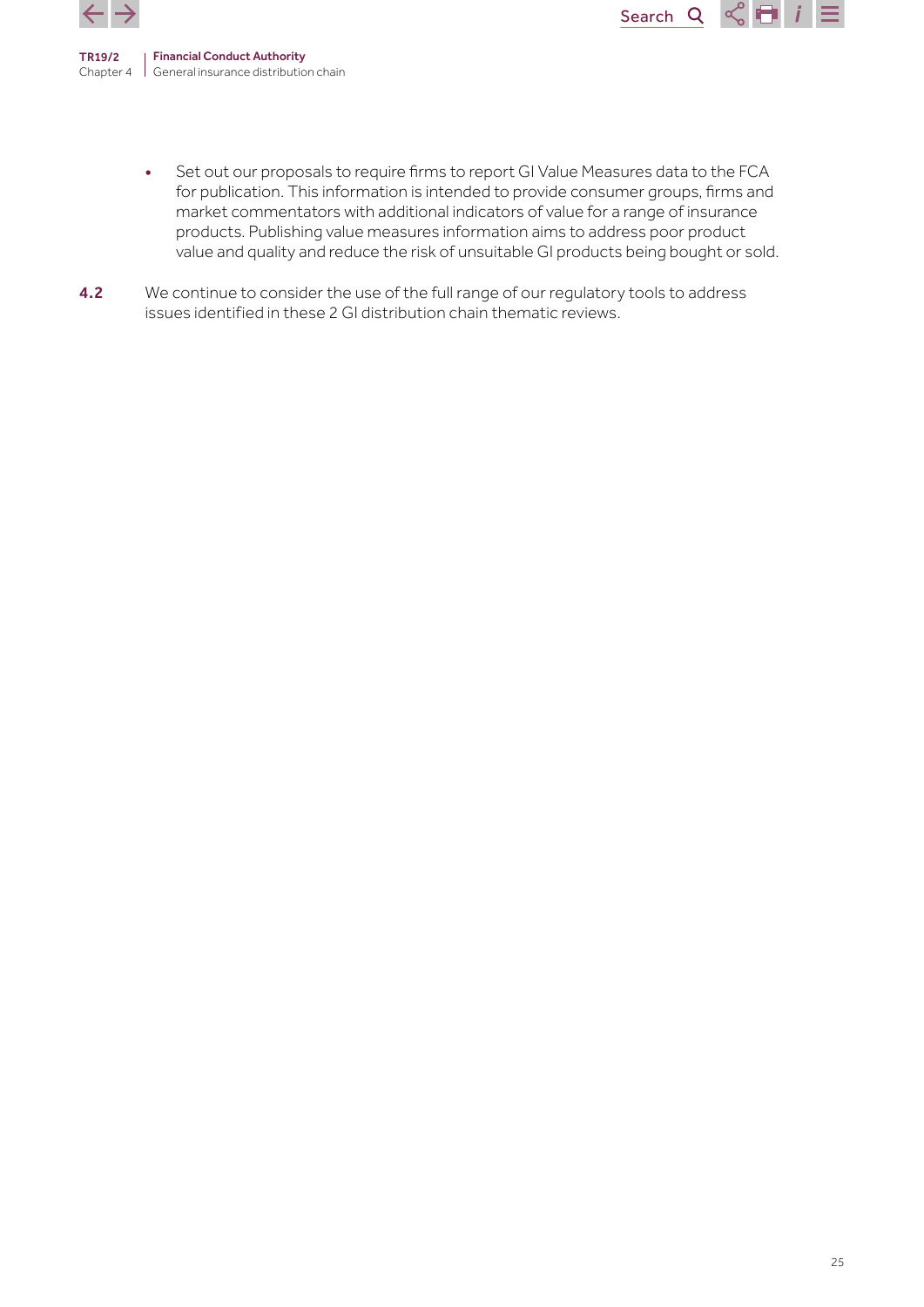- Set out our proposals to require firms to report GI Value Measures data to the FCA for publication. This information is intended to provide consumer groups, firms and market commentators with additional indicators of value for a range of insurance products. Publishing value measures information aims to address poor product value and quality and reduce the risk of unsuitable GI products being bought or sold.

**4.2** We continue to consider the use of the full range of our regulatory tools to address issues identified in these 2 GI distribution chain thematic reviews.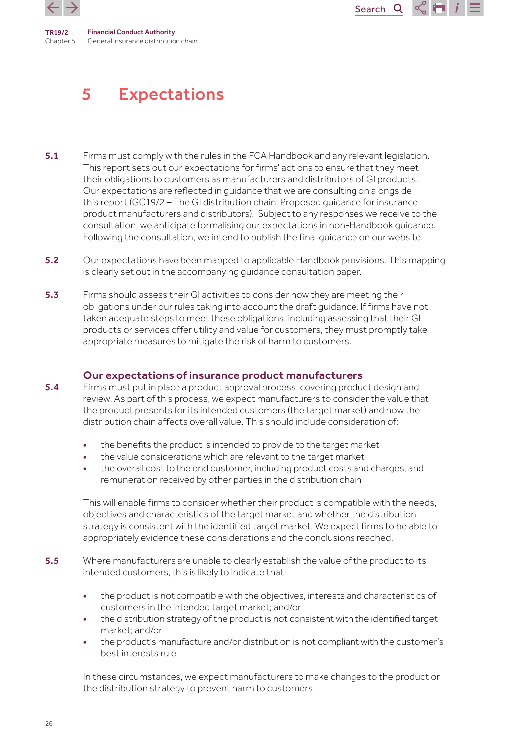# 5 Expectations

**5.1** Firms must comply with the rules in the FCA Handbook and any relevant legislation. This report sets out our expectations for firms' actions to ensure that they meet their obligations to customers as manufacturers and distributors of GI products. Our expectations are reflected in guidance that we are consulting on alongside this report (GC19/2 – The GI distribution chain: Proposed guidance for insurance product manufacturers and distributors). Subject to any responses we receive to the consultation, we anticipate formalising our expectations in non-Handbook guidance. Following the consultation, we intend to publish the final guidance on our website.

**5.2** Our expectations have been mapped to applicable Handbook provisions. This mapping is clearly set out in the accompanying guidance consultation paper.

**5.3** Firms should assess their GI activities to consider how they are meeting their obligations under our rules taking into account the draft guidance. If firms have not taken adequate steps to meet these obligations, including assessing that their GI products or services offer utility and value for customers, they must promptly take appropriate measures to mitigate the risk of harm to customers.

## Our expectations of insurance product manufacturers

**5.4** Firms must put in place a product approval process, covering product design and review. As part of this process, we expect manufacturers to consider the value that the product presents for its intended customers (the target market) and how the distribution chain affects overall value. This should include consideration of:

- the benefits the product is intended to provide to the target market
- the value considerations which are relevant to the target market
- the overall cost to the end customer, including product costs and charges, and remuneration received by other parties in the distribution chain

This will enable firms to consider whether their product is compatible with the needs, objectives and characteristics of the target market and whether the distribution strategy is consistent with the identified target market. We expect firms to be able to appropriately evidence these considerations and the conclusions reached.

**5.5** Where manufacturers are unable to clearly establish the value of the product to its intended customers, this is likely to indicate that:

- the product is not compatible with the objectives, interests and characteristics of customers in the intended target market; and/or
- the distribution strategy of the product is not consistent with the identified target market; and/or
- the product's manufacture and/or distribution is not compliant with the customer's best interests rule

In these circumstances, we expect manufacturers to make changes to the product or the distribution strategy to prevent harm to customers.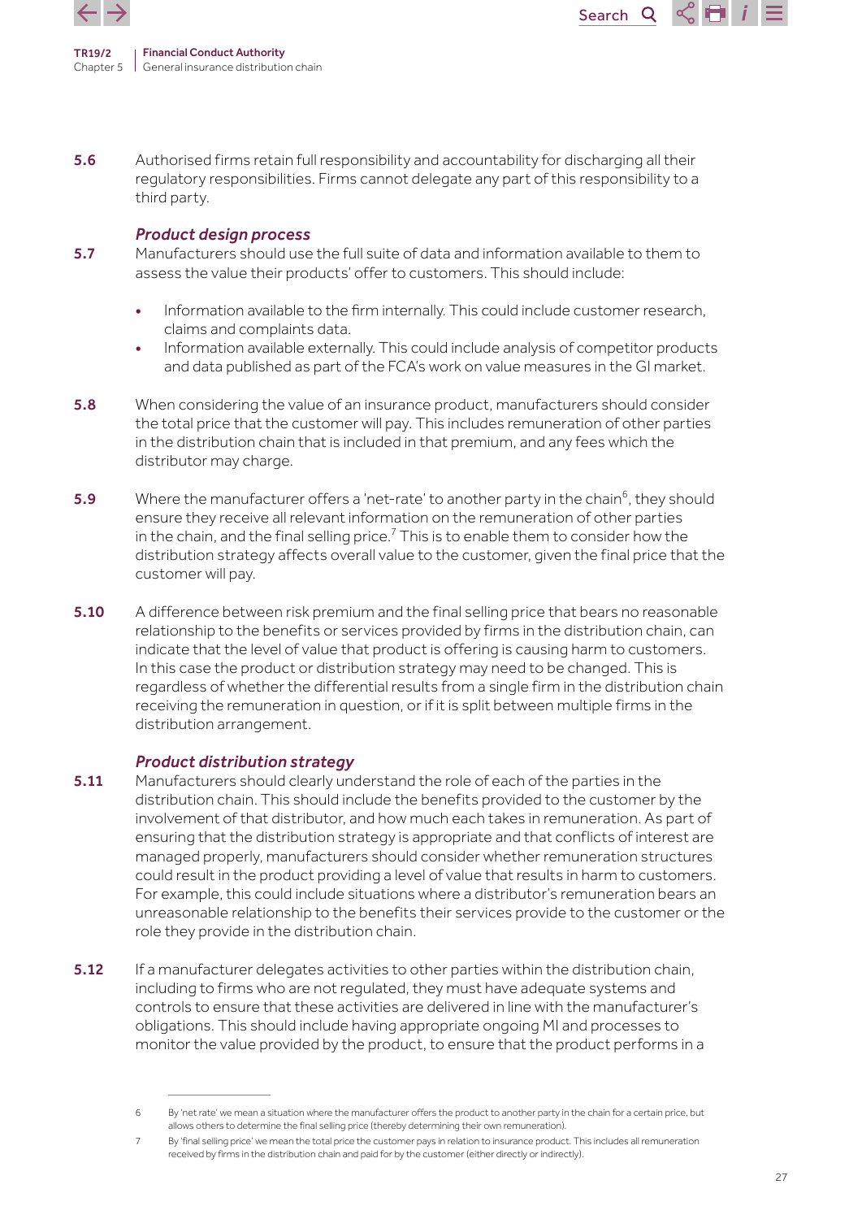5.6 Authorised firms retain full responsibility and accountability for discharging all their regulatory responsibilities. Firms cannot delegate any part of this responsibility to a third party.

### *Product design process*

5.7 Manufacturers should use the full suite of data and information available to them to assess the value their products' offer to customers. This should include:

- Information available to the firm internally. This could include customer research, claims and complaints data.
- Information available externally. This could include analysis of competitor products and data published as part of the FCA's work on value measures in the GI market.

5.8 When considering the value of an insurance product, manufacturers should consider the total price that the customer will pay. This includes remuneration of other parties in the distribution chain that is included in that premium, and any fees which the distributor may charge.

5.9 Where the manufacturer offers a 'net-rate' to another party in the chain[6], they should ensure they receive all relevant information on the remuneration of other parties in the chain, and the final selling price.[7] This is to enable them to consider how the distribution strategy affects overall value to the customer, given the final price that the customer will pay.

5.10 A difference between risk premium and the final selling price that bears no reasonable relationship to the benefits or services provided by firms in the distribution chain, can indicate that the level of value that product is offering is causing harm to customers. In this case the product or distribution strategy may need to be changed. This is regardless of whether the differential results from a single firm in the distribution chain receiving the remuneration in question, or if it is split between multiple firms in the distribution arrangement.

### *Product distribution strategy*

5.11 Manufacturers should clearly understand the role of each of the parties in the distribution chain. This should include the benefits provided to the customer by the involvement of that distributor, and how much each takes in remuneration. As part of ensuring that the distribution strategy is appropriate and that conflicts of interest are managed properly, manufacturers should consider whether remuneration structures could result in the product providing a level of value that results in harm to customers. For example, this could include situations where a distributor's remuneration bears an unreasonable relationship to the benefits their services provide to the customer or the role they provide in the distribution chain.

5.12 If a manufacturer delegates activities to other parties within the distribution chain, including to firms who are not regulated, they must have adequate systems and controls to ensure that these activities are delivered in line with the manufacturer's obligations. This should include having appropriate ongoing MI and processes to monitor the value provided by the product, to ensure that the product performs in a

---

6 By 'net rate' we mean a situation where the manufacturer offers the product to another party in the chain for a certain price, but allows others to determine the final selling price (thereby determining their own remuneration).

7 By 'final selling price' we mean the total price the customer pays in relation to insurance product. This includes all remuneration received by firms in the distribution chain and paid for by the customer (either directly or indirectly).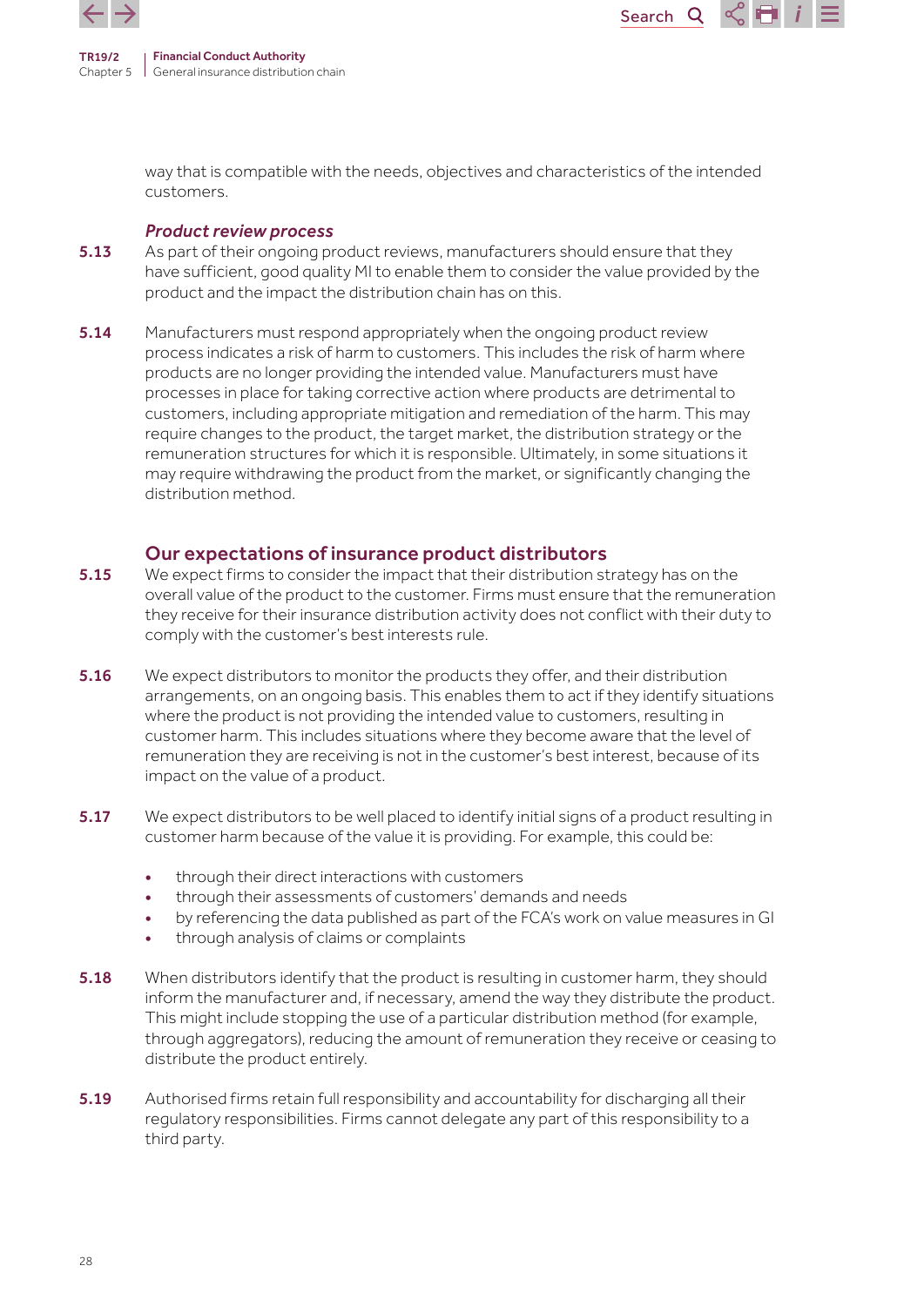way that is compatible with the needs, objectives and characteristics of the intended customers.

### *Product review process*

**5.13** As part of their ongoing product reviews, manufacturers should ensure that they have sufficient, good quality MI to enable them to consider the value provided by the product and the impact the distribution chain has on this.

**5.14** Manufacturers must respond appropriately when the ongoing product review process indicates a risk of harm to customers. This includes the risk of harm where products are no longer providing the intended value. Manufacturers must have processes in place for taking corrective action where products are detrimental to customers, including appropriate mitigation and remediation of the harm. This may require changes to the product, the target market, the distribution strategy or the remuneration structures for which it is responsible. Ultimately, in some situations it may require withdrawing the product from the market, or significantly changing the distribution method.

## Our expectations of insurance product distributors

**5.15** We expect firms to consider the impact that their distribution strategy has on the overall value of the product to the customer. Firms must ensure that the remuneration they receive for their insurance distribution activity does not conflict with their duty to comply with the customer's best interests rule.

**5.16** We expect distributors to monitor the products they offer, and their distribution arrangements, on an ongoing basis. This enables them to act if they identify situations where the product is not providing the intended value to customers, resulting in customer harm. This includes situations where they become aware that the level of remuneration they are receiving is not in the customer's best interest, because of its impact on the value of a product.

**5.17** We expect distributors to be well placed to identify initial signs of a product resulting in customer harm because of the value it is providing. For example, this could be:

- through their direct interactions with customers
- through their assessments of customers' demands and needs
- by referencing the data published as part of the FCA's work on value measures in GI
- through analysis of claims or complaints

**5.18** When distributors identify that the product is resulting in customer harm, they should inform the manufacturer and, if necessary, amend the way they distribute the product. This might include stopping the use of a particular distribution method (for example, through aggregators), reducing the amount of remuneration they receive or ceasing to distribute the product entirely.

**5.19** Authorised firms retain full responsibility and accountability for discharging all their regulatory responsibilities. Firms cannot delegate any part of this responsibility to a third party.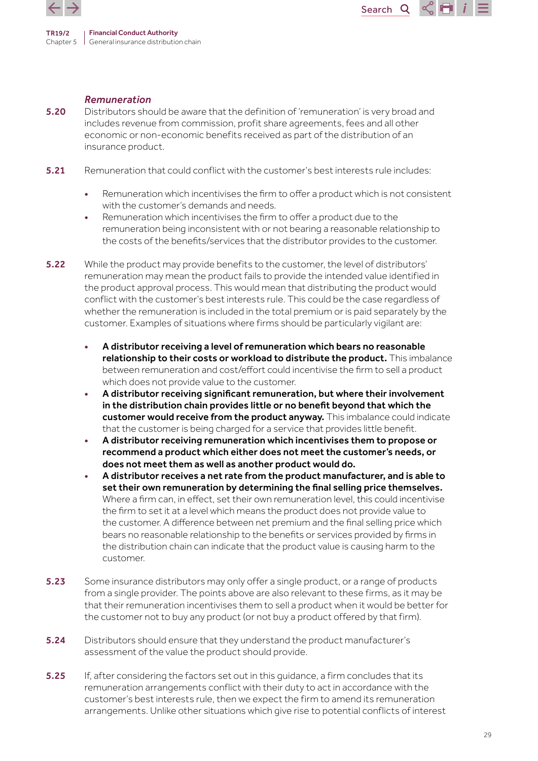### *Remuneration*

**5.20** Distributors should be aware that the definition of 'remuneration' is very broad and includes revenue from commission, profit share agreements, fees and all other economic or non-economic benefits received as part of the distribution of an insurance product.

**5.21** Remuneration that could conflict with the customer's best interests rule includes:

- Remuneration which incentivises the firm to offer a product which is not consistent with the customer's demands and needs.
- Remuneration which incentivises the firm to offer a product due to the remuneration being inconsistent with or not bearing a reasonable relationship to the costs of the benefits/services that the distributor provides to the customer.

**5.22** While the product may provide benefits to the customer, the level of distributors' remuneration may mean the product fails to provide the intended value identified in the product approval process. This would mean that distributing the product would conflict with the customer's best interests rule. This could be the case regardless of whether the remuneration is included in the total premium or is paid separately by the customer. Examples of situations where firms should be particularly vigilant are:

- **A distributor receiving a level of remuneration which bears no reasonable relationship to their costs or workload to distribute the product.** This imbalance between remuneration and cost/effort could incentivise the firm to sell a product which does not provide value to the customer.
- **A distributor receiving significant remuneration, but where their involvement in the distribution chain provides little or no benefit beyond that which the customer would receive from the product anyway.** This imbalance could indicate that the customer is being charged for a service that provides little benefit.
- **A distributor receiving remuneration which incentivises them to propose or recommend a product which either does not meet the customer's needs, or does not meet them as well as another product would do.**
- **A distributor receives a net rate from the product manufacturer, and is able to set their own remuneration by determining the final selling price themselves.** Where a firm can, in effect, set their own remuneration level, this could incentivise the firm to set it at a level which means the product does not provide value to the customer. A difference between net premium and the final selling price which bears no reasonable relationship to the benefits or services provided by firms in the distribution chain can indicate that the product value is causing harm to the customer.

**5.23** Some insurance distributors may only offer a single product, or a range of products from a single provider. The points above are also relevant to these firms, as it may be that their remuneration incentivises them to sell a product when it would be better for the customer not to buy any product (or not buy a product offered by that firm).

**5.24** Distributors should ensure that they understand the product manufacturer's assessment of the value the product should provide.

**5.25** If, after considering the factors set out in this guidance, a firm concludes that its remuneration arrangements conflict with their duty to act in accordance with the customer's best interests rule, then we expect the firm to amend its remuneration arrangements. Unlike other situations which give rise to potential conflicts of interest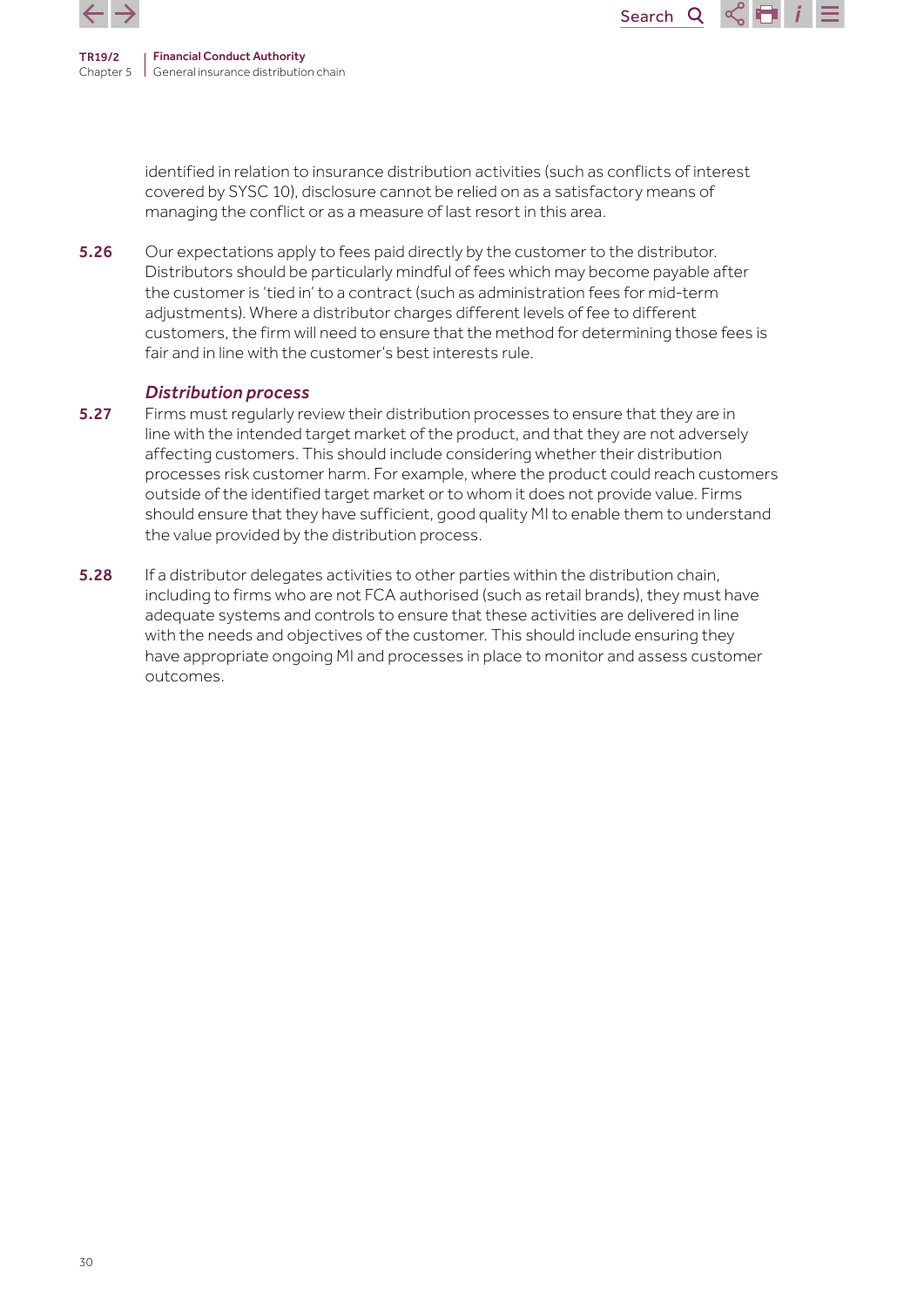identified in relation to insurance distribution activities (such as conflicts of interest covered by SYSC 10), disclosure cannot be relied on as a satisfactory means of managing the conflict or as a measure of last resort in this area.

**5.26** Our expectations apply to fees paid directly by the customer to the distributor. Distributors should be particularly mindful of fees which may become payable after the customer is 'tied in' to a contract (such as administration fees for mid-term adjustments). Where a distributor charges different levels of fee to different customers, the firm will need to ensure that the method for determining those fees is fair and in line with the customer's best interests rule.

### *Distribution process*

**5.27** Firms must regularly review their distribution processes to ensure that they are in line with the intended target market of the product, and that they are not adversely affecting customers. This should include considering whether their distribution processes risk customer harm. For example, where the product could reach customers outside of the identified target market or to whom it does not provide value. Firms should ensure that they have sufficient, good quality MI to enable them to understand the value provided by the distribution process.

**5.28** If a distributor delegates activities to other parties within the distribution chain, including to firms who are not FCA authorised (such as retail brands), they must have adequate systems and controls to ensure that these activities are delivered in line with the needs and objectives of the customer. This should include ensuring they have appropriate ongoing MI and processes in place to monitor and assess customer outcomes.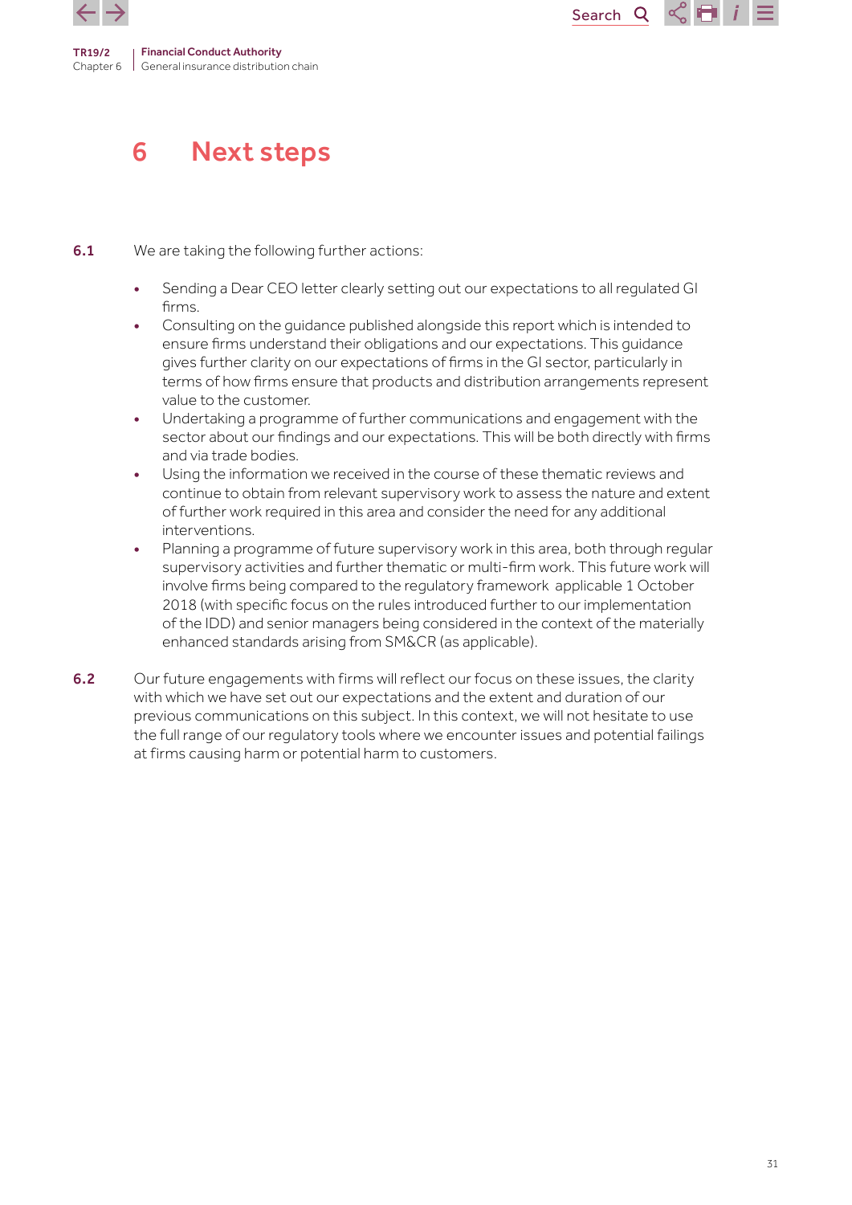# 6 Next steps

**6.1** We are taking the following further actions:

- Sending a Dear CEO letter clearly setting out our expectations to all regulated GI firms.
- Consulting on the guidance published alongside this report which is intended to ensure firms understand their obligations and our expectations. This guidance gives further clarity on our expectations of firms in the GI sector, particularly in terms of how firms ensure that products and distribution arrangements represent value to the customer.
- Undertaking a programme of further communications and engagement with the sector about our findings and our expectations. This will be both directly with firms and via trade bodies.
- Using the information we received in the course of these thematic reviews and continue to obtain from relevant supervisory work to assess the nature and extent of further work required in this area and consider the need for any additional interventions.
- Planning a programme of future supervisory work in this area, both through regular supervisory activities and further thematic or multi-firm work. This future work will involve firms being compared to the regulatory framework applicable 1 October 2018 (with specific focus on the rules introduced further to our implementation of the IDD) and senior managers being considered in the context of the materially enhanced standards arising from SM&CR (as applicable).

**6.2** Our future engagements with firms will reflect our focus on these issues, the clarity with which we have set out our expectations and the extent and duration of our previous communications on this subject. In this context, we will not hesitate to use the full range of our regulatory tools where we encounter issues and potential failings at firms causing harm or potential harm to customers.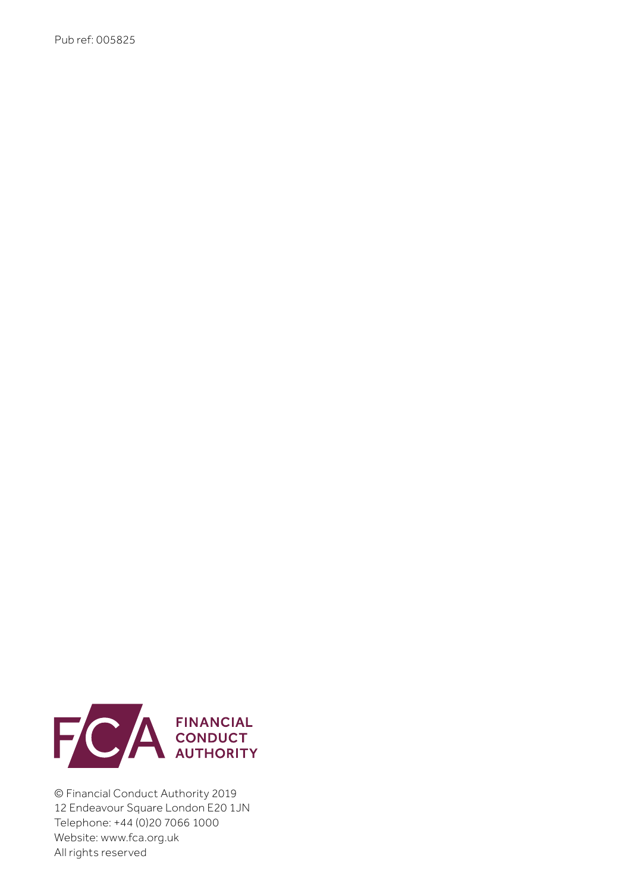Pub ref: 005825

FINANCIAL CONDUCT AUTHORITY

© Financial Conduct Authority 2019
12 Endeavour Square London E20 1JN
Telephone: +44 (0)20 7066 1000
Website: www.fca.org.uk
All rights reserved